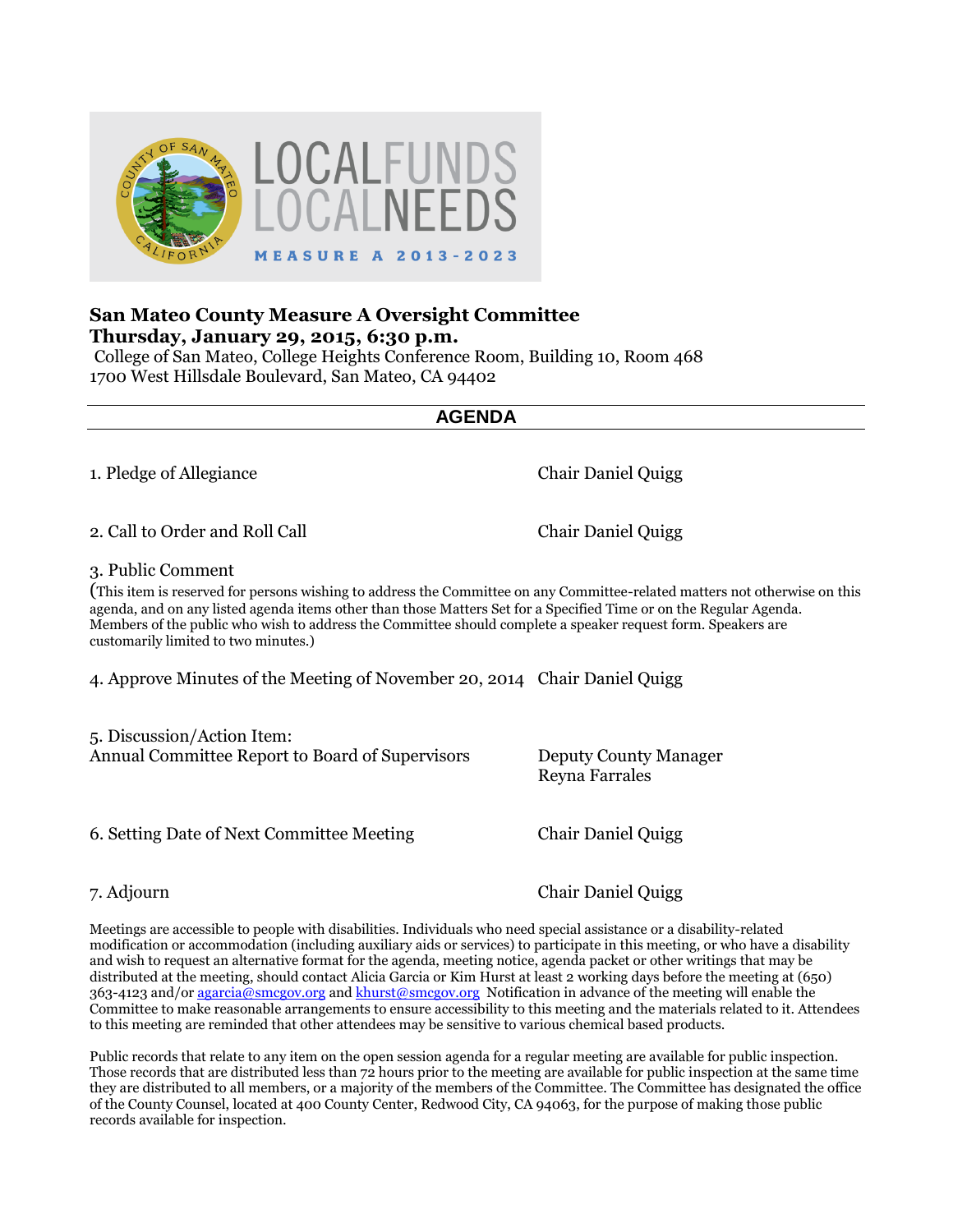# San Mateo County Measure A Oversight Committee

**Thursday, January 29, 2015, 6:30 p.m.**

College of San Mateo, College Heights Conference Room, Building 10, Room 468
1700 West Hillsdale Boulevard, San Mateo, CA 94402

## AGENDA

1. Pledge of Allegiance — Chair Daniel Quigg

2. Call to Order and Roll Call — Chair Daniel Quigg

3. Public Comment
(This item is reserved for persons wishing to address the Committee on any Committee-related matters not otherwise on this agenda, and on any listed agenda items other than those Matters Set for a Specified Time or on the Regular Agenda. Members of the public who wish to address the Committee should complete a speaker request form. Speakers are customarily limited to two minutes.)

4. Approve Minutes of the Meeting of November 20, 2014 — Chair Daniel Quigg

5. Discussion/Action Item:
Annual Committee Report to Board of Supervisors — Deputy County Manager Reyna Farrales

6. Setting Date of Next Committee Meeting — Chair Daniel Quigg

7. Adjourn — Chair Daniel Quigg

Meetings are accessible to people with disabilities. Individuals who need special assistance or a disability-related modification or accommodation (including auxiliary aids or services) to participate in this meeting, or who have a disability and wish to request an alternative format for the agenda, meeting notice, agenda packet or other writings that may be distributed at the meeting, should contact Alicia Garcia or Kim Hurst at least 2 working days before the meeting at (650) 363-4123 and/or agarcia@smcgov.org and khurst@smcgov.org Notification in advance of the meeting will enable the Committee to make reasonable arrangements to ensure accessibility to this meeting and the materials related to it. Attendees to this meeting are reminded that other attendees may be sensitive to various chemical based products.

Public records that relate to any item on the open session agenda for a regular meeting are available for public inspection. Those records that are distributed less than 72 hours prior to the meeting are available for public inspection at the same time they are distributed to all members, or a majority of the members of the Committee. The Committee has designated the office of the County Counsel, located at 400 County Center, Redwood City, CA 94063, for the purpose of making those public records available for inspection.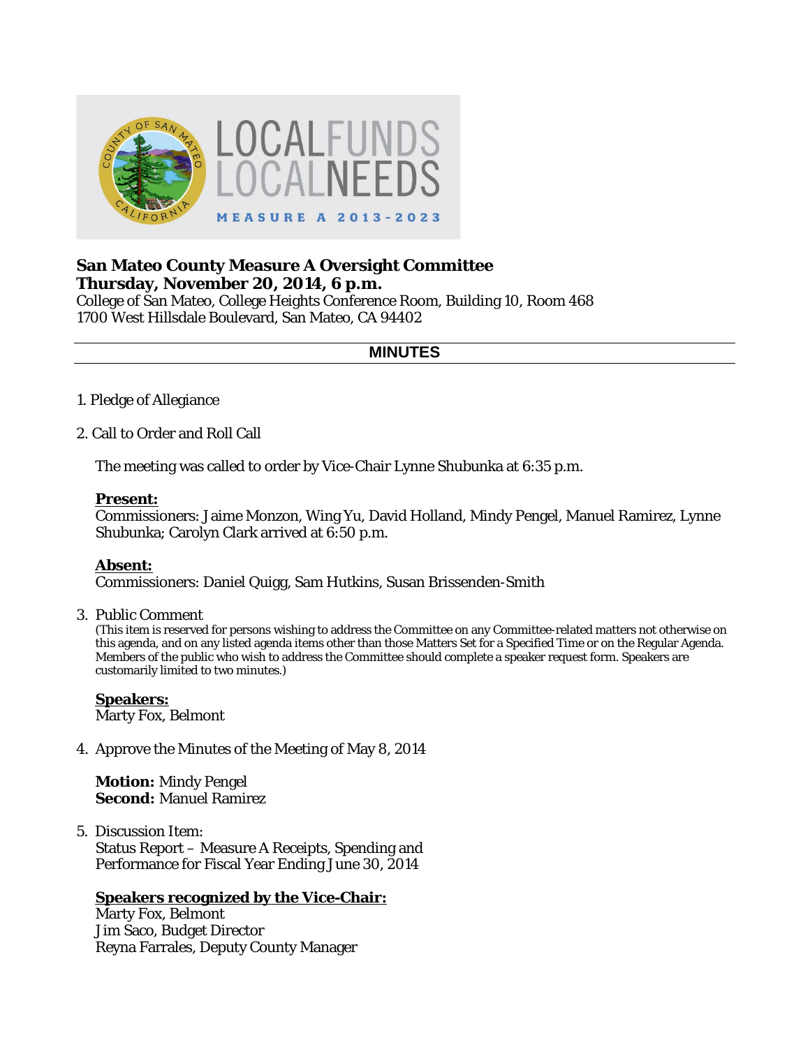# San Mateo County Measure A Oversight Committee

## Thursday, November 20, 2014, 6 p.m.

College of San Mateo, College Heights Conference Room, Building 10, Room 468
1700 West Hillsdale Boulevard, San Mateo, CA 94402

---

## MINUTES

---

1. Pledge of Allegiance

2. Call to Order and Roll Call

   The meeting was called to order by Vice-Chair Lynne Shubunka at 6:35 p.m.

   **Present:**
   Commissioners: Jaime Monzon, Wing Yu, David Holland, Mindy Pengel, Manuel Ramirez, Lynne Shubunka; Carolyn Clark arrived at 6:50 p.m.

   **Absent:**
   Commissioners: Daniel Quigg, Sam Hutkins, Susan Brissenden-Smith

3. Public Comment
   (This item is reserved for persons wishing to address the Committee on any Committee-related matters not otherwise on this agenda, and on any listed agenda items other than those Matters Set for a Specified Time or on the Regular Agenda. Members of the public who wish to address the Committee should complete a speaker request form. Speakers are customarily limited to two minutes.)

   **Speakers:**
   Marty Fox, Belmont

4. Approve the Minutes of the Meeting of May 8, 2014

   **Motion:** Mindy Pengel
   **Second:** Manuel Ramirez

5. Discussion Item:
   Status Report – Measure A Receipts, Spending and Performance for Fiscal Year Ending June 30, 2014

   **Speakers recognized by the Vice-Chair:**
   Marty Fox, Belmont
   Jim Saco, Budget Director
   Reyna Farrales, Deputy County Manager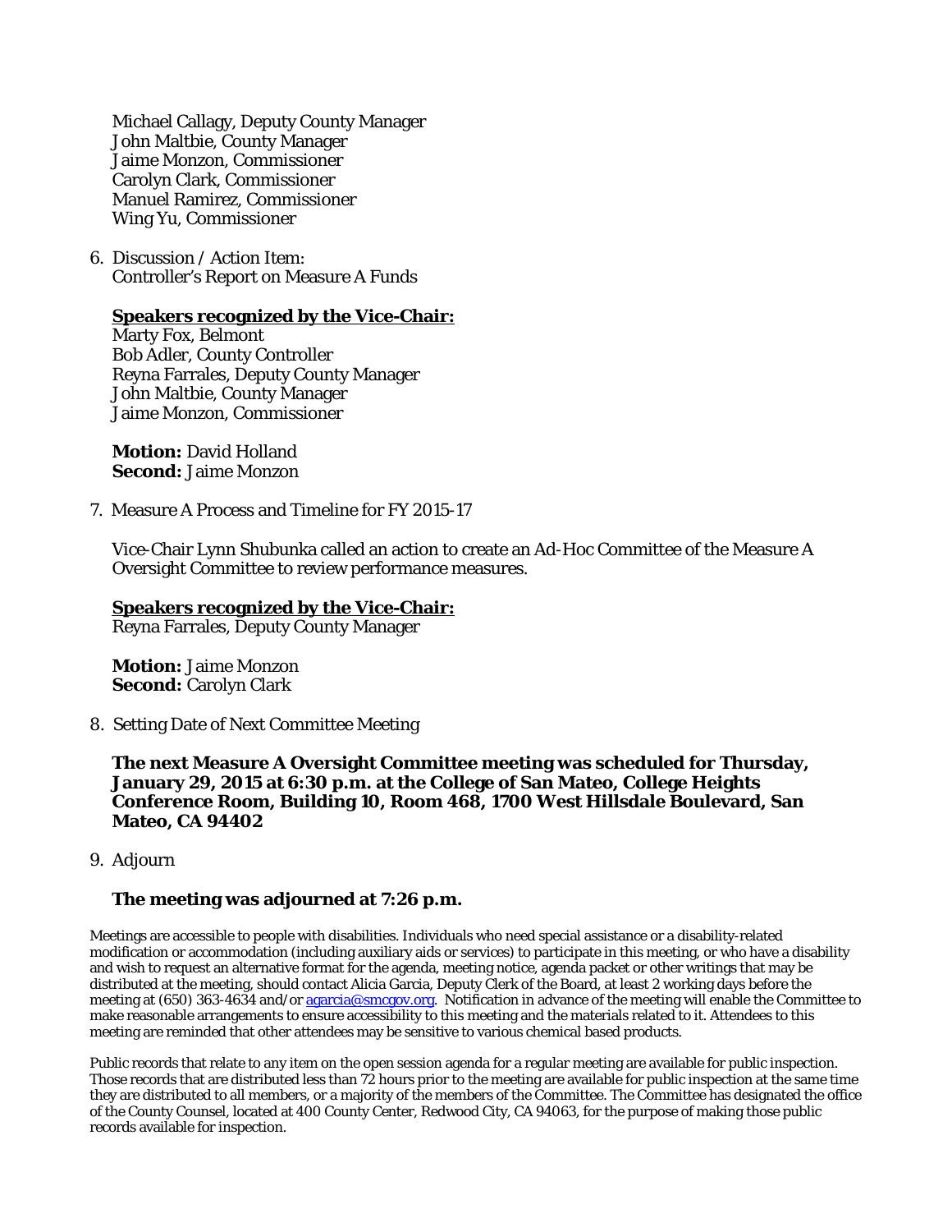Michael Callagy, Deputy County Manager
John Maltbie, County Manager
Jaime Monzon, Commissioner
Carolyn Clark, Commissioner
Manuel Ramirez, Commissioner
Wing Yu, Commissioner

6. Discussion / Action Item:
   Controller's Report on Measure A Funds

   **Speakers recognized by the Vice-Chair:**
   Marty Fox, Belmont
   Bob Adler, County Controller
   Reyna Farrales, Deputy County Manager
   John Maltbie, County Manager
   Jaime Monzon, Commissioner

   **Motion:** David Holland
   **Second:** Jaime Monzon

7. Measure A Process and Timeline for FY 2015-17

   Vice-Chair Lynn Shubunka called an action to create an Ad-Hoc Committee of the Measure A Oversight Committee to review performance measures.

   **Speakers recognized by the Vice-Chair:**
   Reyna Farrales, Deputy County Manager

   **Motion:** Jaime Monzon
   **Second:** Carolyn Clark

8. Setting Date of Next Committee Meeting

   **The next Measure A Oversight Committee meeting was scheduled for Thursday, January 29, 2015 at 6:30 p.m. at the College of San Mateo, College Heights Conference Room, Building 10, Room 468, 1700 West Hillsdale Boulevard, San Mateo, CA 94402**

9. Adjourn

   **The meeting was adjourned at 7:26 p.m.**

Meetings are accessible to people with disabilities. Individuals who need special assistance or a disability-related modification or accommodation (including auxiliary aids or services) to participate in this meeting, or who have a disability and wish to request an alternative format for the agenda, meeting notice, agenda packet or other writings that may be distributed at the meeting, should contact Alicia Garcia, Deputy Clerk of the Board, at least 2 working days before the meeting at (650) 363-4634 and/or agarcia@smcgov.org. Notification in advance of the meeting will enable the Committee to make reasonable arrangements to ensure accessibility to this meeting and the materials related to it. Attendees to this meeting are reminded that other attendees may be sensitive to various chemical based products.

Public records that relate to any item on the open session agenda for a regular meeting are available for public inspection. Those records that are distributed less than 72 hours prior to the meeting are available for public inspection at the same time they are distributed to all members, or a majority of the members of the Committee. The Committee has designated the office of the County Counsel, located at 400 County Center, Redwood City, CA 94063, for the purpose of making those public records available for inspection.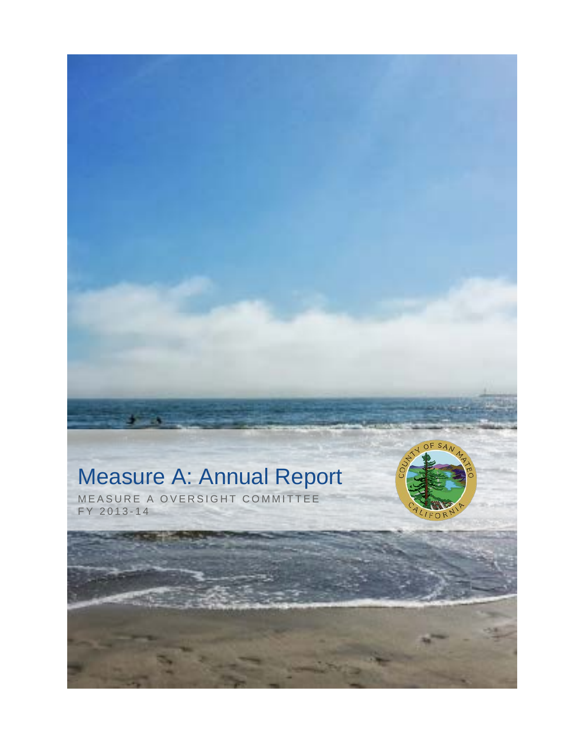# Measure A: Annual Report

MEASURE A OVERSIGHT COMMITTEE

FY 2013-14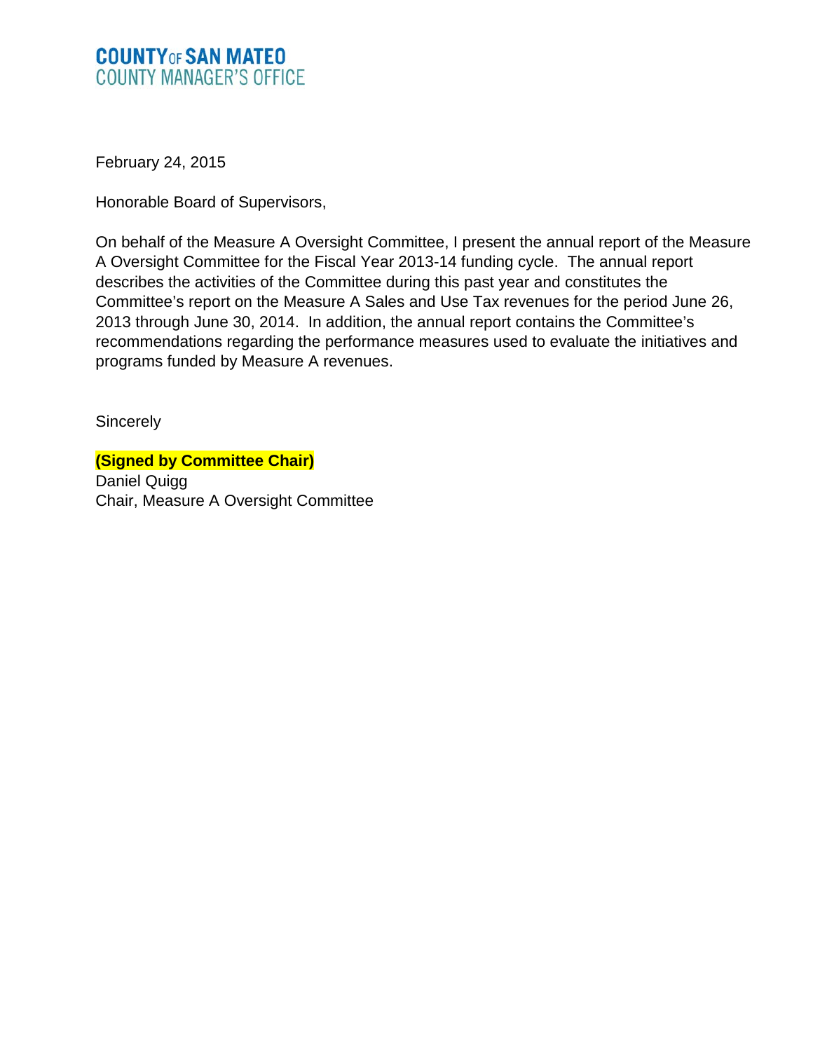**COUNTY OF SAN MATEO**
**COUNTY MANAGER'S OFFICE**

February 24, 2015

Honorable Board of Supervisors,

On behalf of the Measure A Oversight Committee, I present the annual report of the Measure A Oversight Committee for the Fiscal Year 2013-14 funding cycle. The annual report describes the activities of the Committee during this past year and constitutes the Committee's report on the Measure A Sales and Use Tax revenues for the period June 26, 2013 through June 30, 2014. In addition, the annual report contains the Committee's recommendations regarding the performance measures used to evaluate the initiatives and programs funded by Measure A revenues.

Sincerely

**(Signed by Committee Chair)**
Daniel Quigg
Chair, Measure A Oversight Committee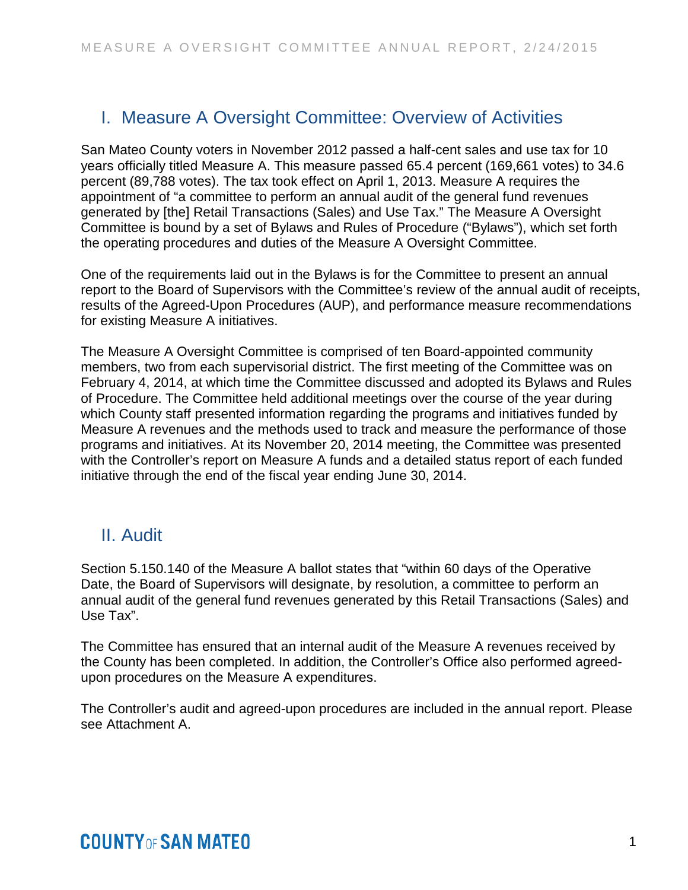## I. Measure A Oversight Committee: Overview of Activities

San Mateo County voters in November 2012 passed a half-cent sales and use tax for 10 years officially titled Measure A. This measure passed 65.4 percent (169,661 votes) to 34.6 percent (89,788 votes). The tax took effect on April 1, 2013. Measure A requires the appointment of "a committee to perform an annual audit of the general fund revenues generated by [the] Retail Transactions (Sales) and Use Tax." The Measure A Oversight Committee is bound by a set of Bylaws and Rules of Procedure ("Bylaws"), which set forth the operating procedures and duties of the Measure A Oversight Committee.

One of the requirements laid out in the Bylaws is for the Committee to present an annual report to the Board of Supervisors with the Committee's review of the annual audit of receipts, results of the Agreed-Upon Procedures (AUP), and performance measure recommendations for existing Measure A initiatives.

The Measure A Oversight Committee is comprised of ten Board-appointed community members, two from each supervisorial district. The first meeting of the Committee was on February 4, 2014, at which time the Committee discussed and adopted its Bylaws and Rules of Procedure. The Committee held additional meetings over the course of the year during which County staff presented information regarding the programs and initiatives funded by Measure A revenues and the methods used to track and measure the performance of those programs and initiatives. At its November 20, 2014 meeting, the Committee was presented with the Controller's report on Measure A funds and a detailed status report of each funded initiative through the end of the fiscal year ending June 30, 2014.

## II. Audit

Section 5.150.140 of the Measure A ballot states that "within 60 days of the Operative Date, the Board of Supervisors will designate, by resolution, a committee to perform an annual audit of the general fund revenues generated by this Retail Transactions (Sales) and Use Tax".

The Committee has ensured that an internal audit of the Measure A revenues received by the County has been completed. In addition, the Controller's Office also performed agreed-upon procedures on the Measure A expenditures.

The Controller's audit and agreed-upon procedures are included in the annual report. Please see Attachment A.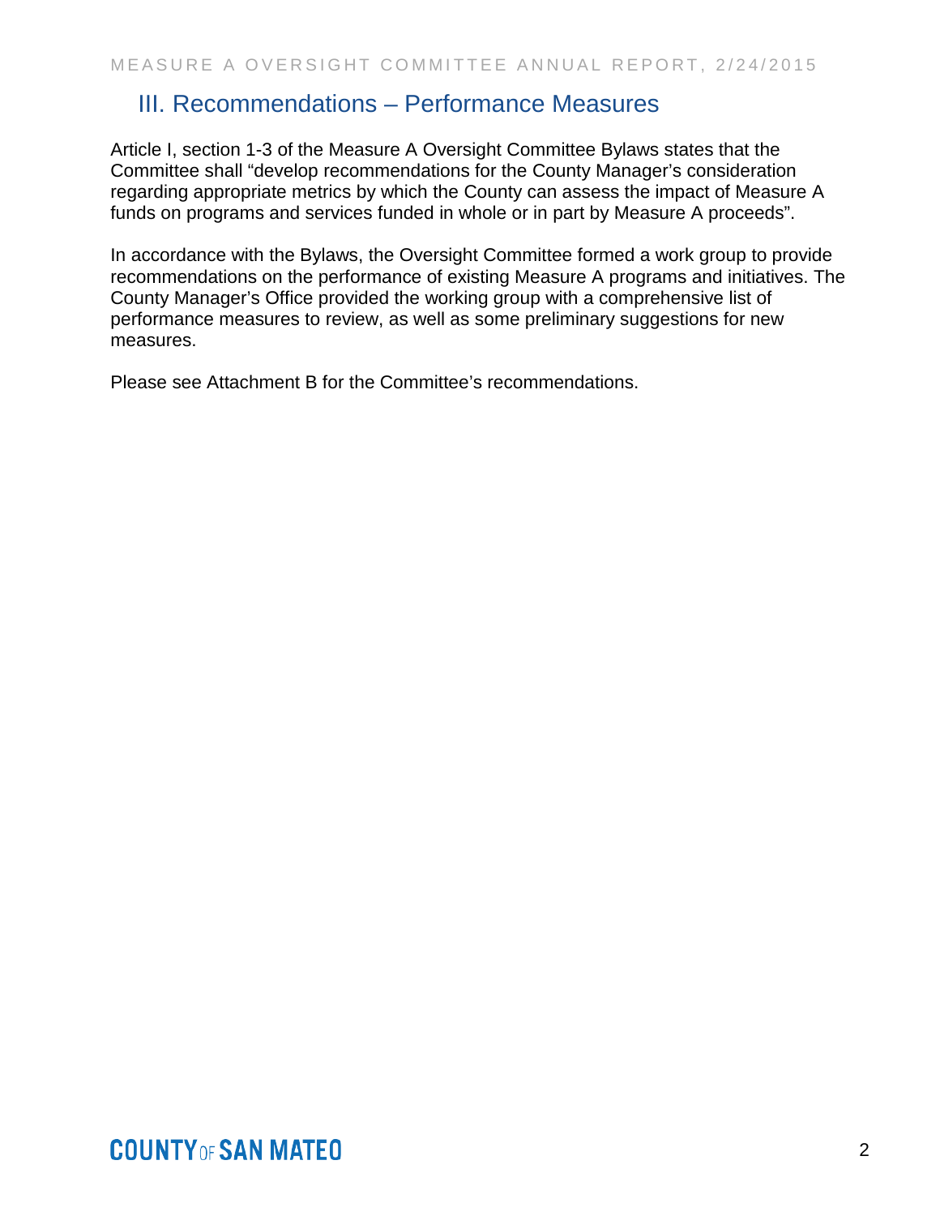## III. Recommendations – Performance Measures

Article I, section 1-3 of the Measure A Oversight Committee Bylaws states that the Committee shall "develop recommendations for the County Manager's consideration regarding appropriate metrics by which the County can assess the impact of Measure A funds on programs and services funded in whole or in part by Measure A proceeds".

In accordance with the Bylaws, the Oversight Committee formed a work group to provide recommendations on the performance of existing Measure A programs and initiatives. The County Manager's Office provided the working group with a comprehensive list of performance measures to review, as well as some preliminary suggestions for new measures.

Please see Attachment B for the Committee's recommendations.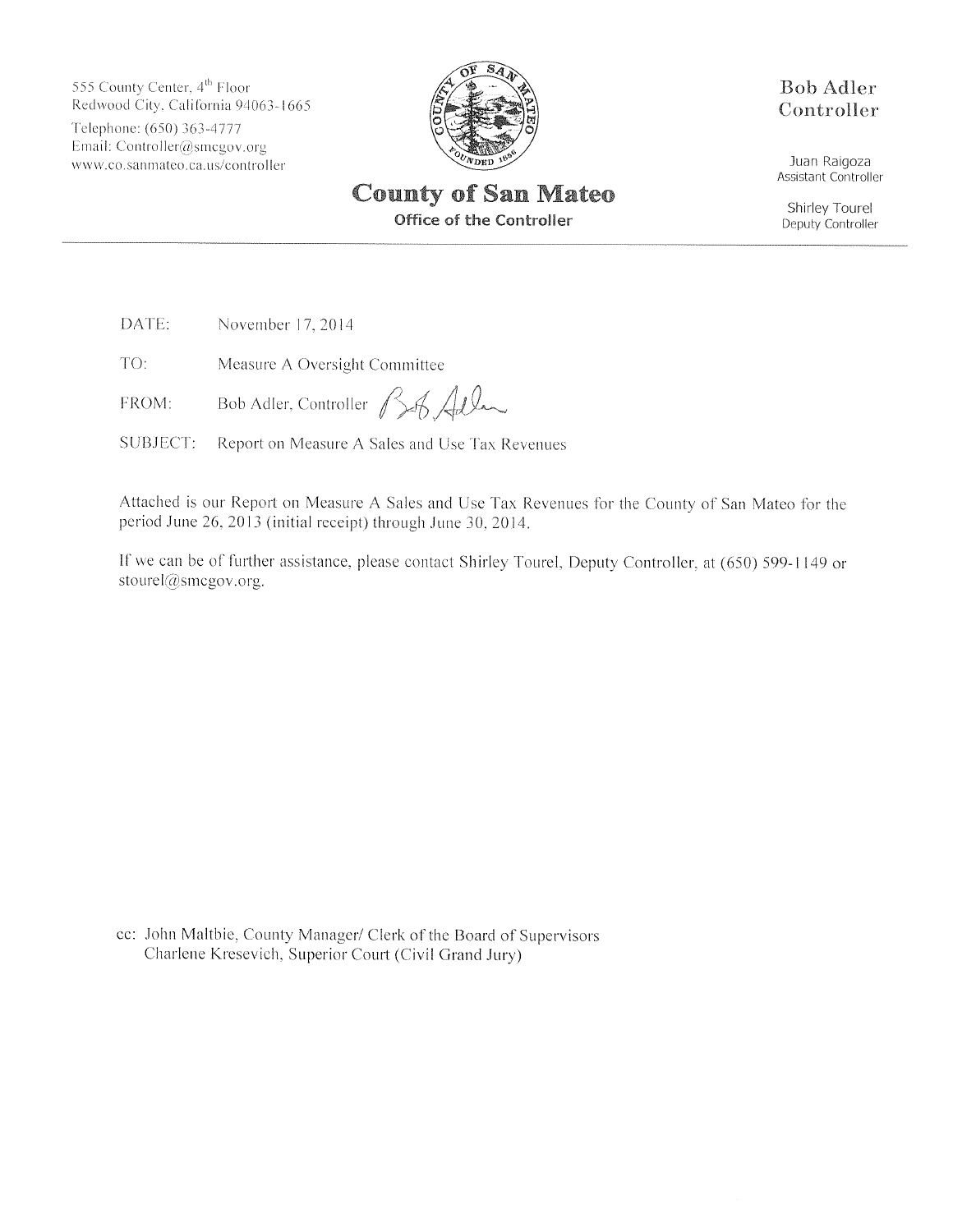555 County Center, 4th Floor
Redwood City, California 94063-1665
Telephone: (650) 363-4777
Email: Controller@smcgov.org
www.co.sanmateo.ca.us/controller

# County of San Mateo

**Office of the Controller**

**Bob Adler**
**Controller**

Juan Raigoza
Assistant Controller

Shirley Tourel
Deputy Controller

---

DATE: November 17, 2014

TO: Measure A Oversight Committee

FROM: Bob Adler, Controller

SUBJECT: Report on Measure A Sales and Use Tax Revenues

Attached is our Report on Measure A Sales and Use Tax Revenues for the County of San Mateo for the period June 26, 2013 (initial receipt) through June 30, 2014.

If we can be of further assistance, please contact Shirley Tourel, Deputy Controller, at (650) 599-1149 or stourel@smcgov.org.

cc: John Maltbie, County Manager/ Clerk of the Board of Supervisors
Charlene Kresevich, Superior Court (Civil Grand Jury)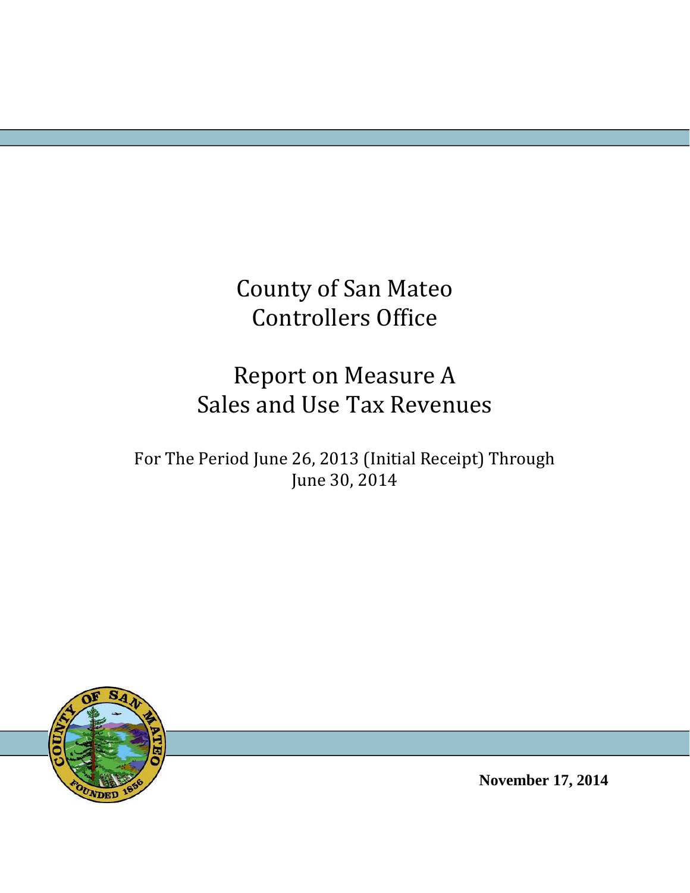# County of San Mateo
# Controllers Office

## Report on Measure A
## Sales and Use Tax Revenues

For The Period June 26, 2013 (Initial Receipt) Through June 30, 2014

**November 17, 2014**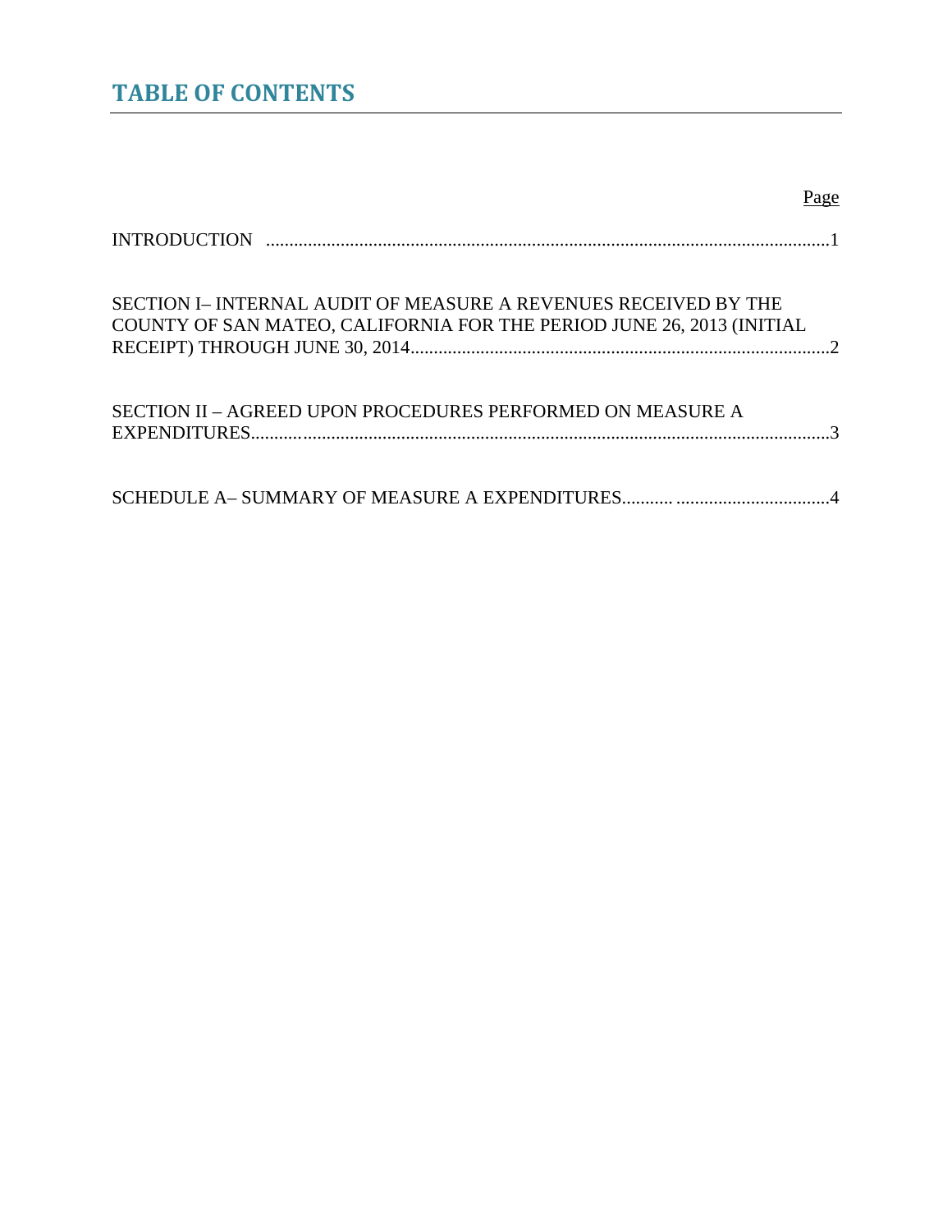# TABLE OF CONTENTS

| | Page |
|---|---|
| INTRODUCTION | 1 |
| SECTION I– INTERNAL AUDIT OF MEASURE A REVENUES RECEIVED BY THE COUNTY OF SAN MATEO, CALIFORNIA FOR THE PERIOD JUNE 26, 2013 (INITIAL RECEIPT) THROUGH JUNE 30, 2014 | 2 |
| SECTION II – AGREED UPON PROCEDURES PERFORMED ON MEASURE A EXPENDITURES | 3 |
| SCHEDULE A– SUMMARY OF MEASURE A EXPENDITURES | 4 |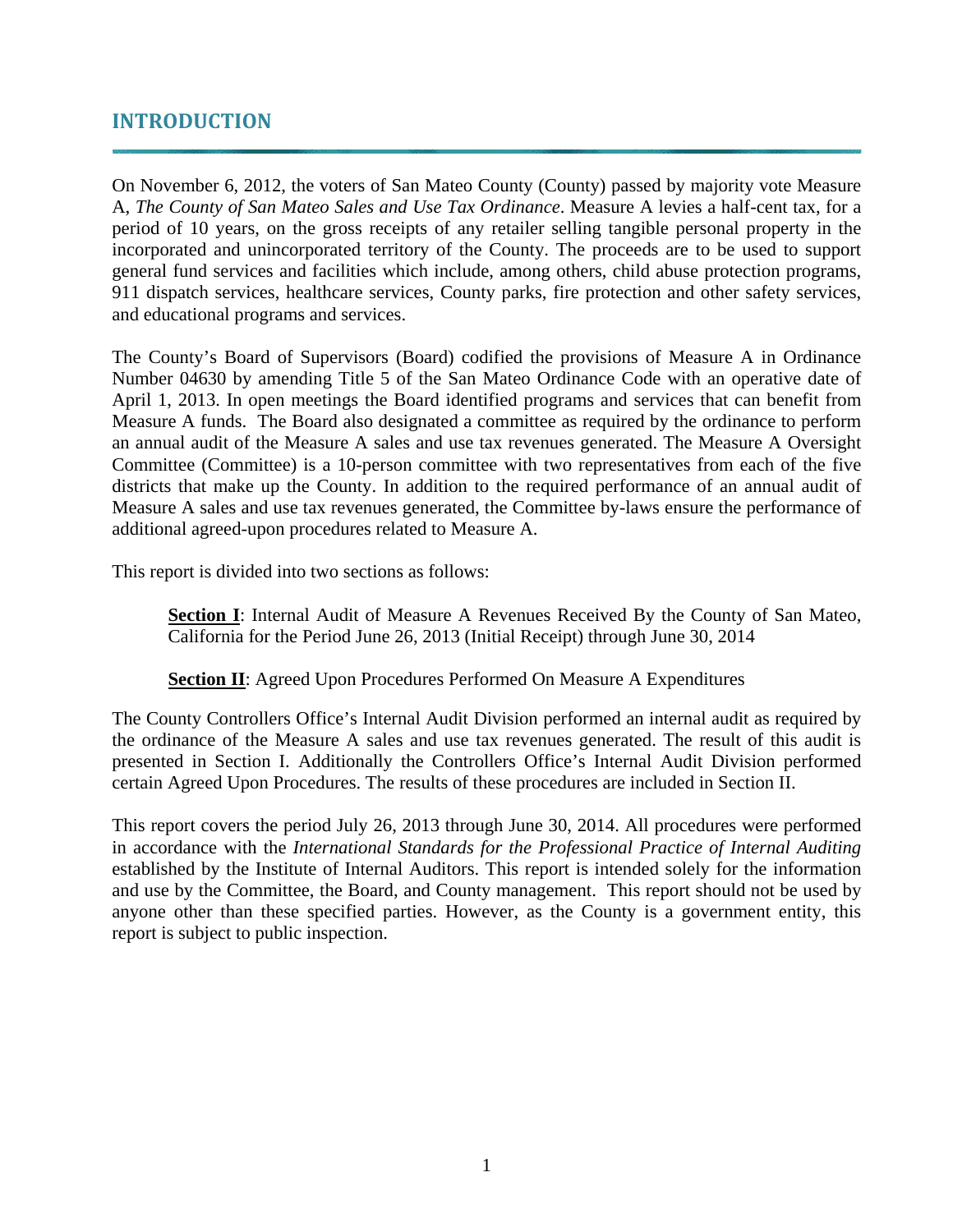## INTRODUCTION

On November 6, 2012, the voters of San Mateo County (County) passed by majority vote Measure A, *The County of San Mateo Sales and Use Tax Ordinance*. Measure A levies a half-cent tax, for a period of 10 years, on the gross receipts of any retailer selling tangible personal property in the incorporated and unincorporated territory of the County. The proceeds are to be used to support general fund services and facilities which include, among others, child abuse protection programs, 911 dispatch services, healthcare services, County parks, fire protection and other safety services, and educational programs and services.

The County's Board of Supervisors (Board) codified the provisions of Measure A in Ordinance Number 04630 by amending Title 5 of the San Mateo Ordinance Code with an operative date of April 1, 2013. In open meetings the Board identified programs and services that can benefit from Measure A funds. The Board also designated a committee as required by the ordinance to perform an annual audit of the Measure A sales and use tax revenues generated. The Measure A Oversight Committee (Committee) is a 10-person committee with two representatives from each of the five districts that make up the County. In addition to the required performance of an annual audit of Measure A sales and use tax revenues generated, the Committee by-laws ensure the performance of additional agreed-upon procedures related to Measure A.

This report is divided into two sections as follows:

> **Section I**: Internal Audit of Measure A Revenues Received By the County of San Mateo, California for the Period June 26, 2013 (Initial Receipt) through June 30, 2014
>
> **Section II**: Agreed Upon Procedures Performed On Measure A Expenditures

The County Controllers Office's Internal Audit Division performed an internal audit as required by the ordinance of the Measure A sales and use tax revenues generated. The result of this audit is presented in Section I. Additionally the Controllers Office's Internal Audit Division performed certain Agreed Upon Procedures. The results of these procedures are included in Section II.

This report covers the period July 26, 2013 through June 30, 2014. All procedures were performed in accordance with the *International Standards for the Professional Practice of Internal Auditing* established by the Institute of Internal Auditors. This report is intended solely for the information and use by the Committee, the Board, and County management. This report should not be used by anyone other than these specified parties. However, as the County is a government entity, this report is subject to public inspection.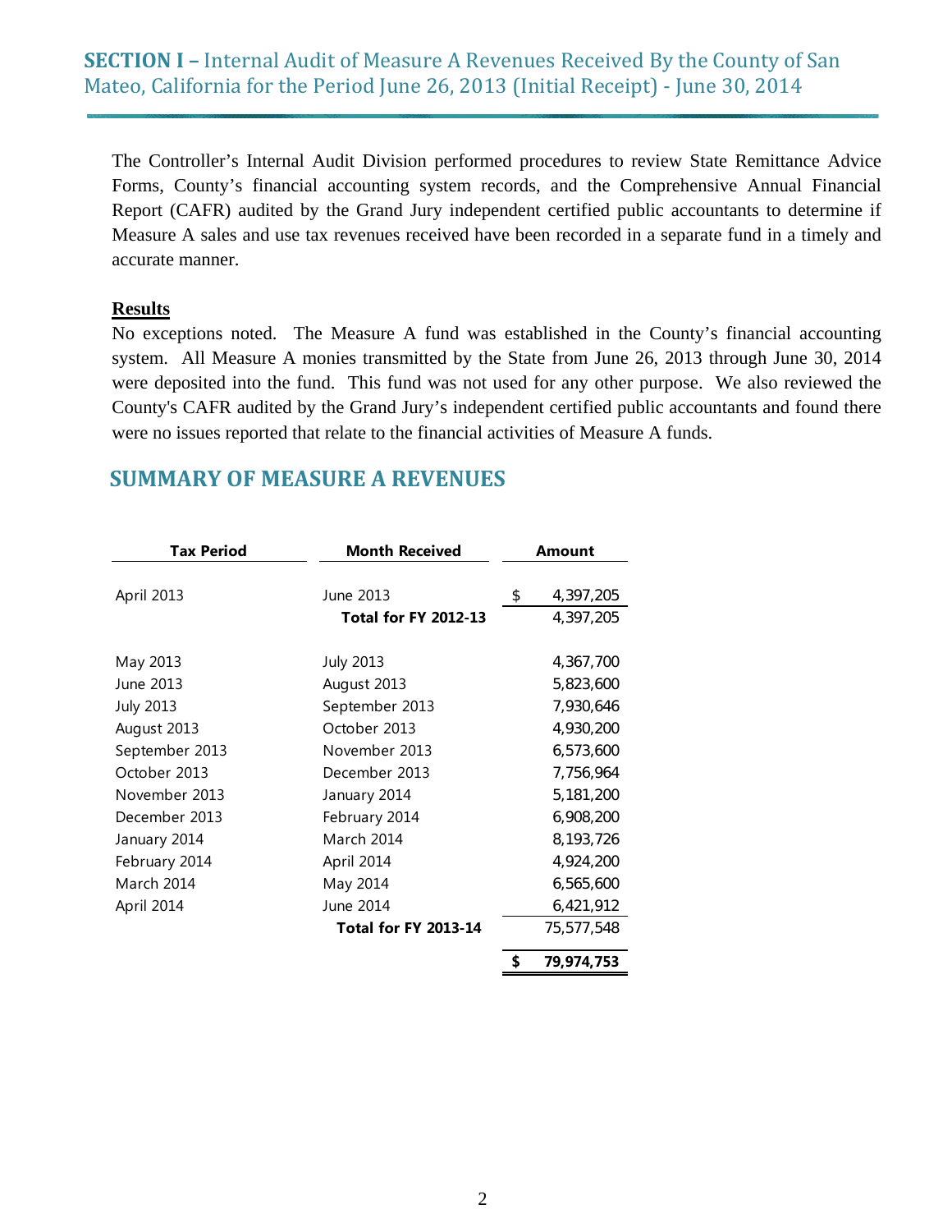## SECTION I – Internal Audit of Measure A Revenues Received By the County of San Mateo, California for the Period June 26, 2013 (Initial Receipt) - June 30, 2014

The Controller's Internal Audit Division performed procedures to review State Remittance Advice Forms, County's financial accounting system records, and the Comprehensive Annual Financial Report (CAFR) audited by the Grand Jury independent certified public accountants to determine if Measure A sales and use tax revenues received have been recorded in a separate fund in a timely and accurate manner.

**Results**

No exceptions noted. The Measure A fund was established in the County's financial accounting system. All Measure A monies transmitted by the State from June 26, 2013 through June 30, 2014 were deposited into the fund. This fund was not used for any other purpose. We also reviewed the County's CAFR audited by the Grand Jury's independent certified public accountants and found there were no issues reported that relate to the financial activities of Measure A funds.

## SUMMARY OF MEASURE A REVENUES

| Tax Period | Month Received | Amount |
|---|---|---|
| April 2013 | June 2013 | $ 4,397,205 |
| | **Total for FY 2012-13** | 4,397,205 |
| May 2013 | July 2013 | 4,367,700 |
| June 2013 | August 2013 | 5,823,600 |
| July 2013 | September 2013 | 7,930,646 |
| August 2013 | October 2013 | 4,930,200 |
| September 2013 | November 2013 | 6,573,600 |
| October 2013 | December 2013 | 7,756,964 |
| November 2013 | January 2014 | 5,181,200 |
| December 2013 | February 2014 | 6,908,200 |
| January 2014 | March 2014 | 8,193,726 |
| February 2014 | April 2014 | 4,924,200 |
| March 2014 | May 2014 | 6,565,600 |
| April 2014 | June 2014 | 6,421,912 |
| | **Total for FY 2013-14** | 75,577,548 |
| | | **$ 79,974,753** |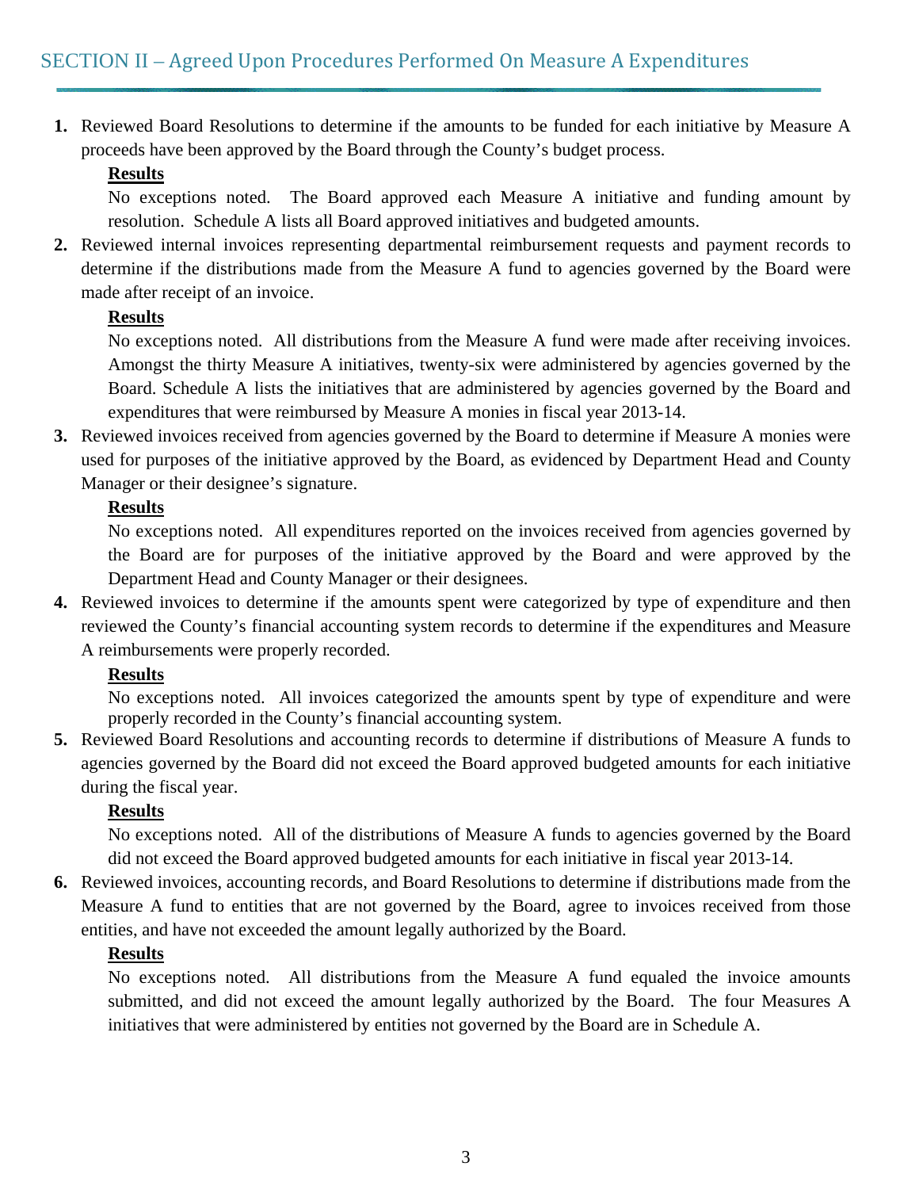## SECTION II – Agreed Upon Procedures Performed On Measure A Expenditures

1. Reviewed Board Resolutions to determine if the amounts to be funded for each initiative by Measure A proceeds have been approved by the Board through the County's budget process.

   **Results**

   No exceptions noted. The Board approved each Measure A initiative and funding amount by resolution. Schedule A lists all Board approved initiatives and budgeted amounts.

2. Reviewed internal invoices representing departmental reimbursement requests and payment records to determine if the distributions made from the Measure A fund to agencies governed by the Board were made after receipt of an invoice.

   **Results**

   No exceptions noted. All distributions from the Measure A fund were made after receiving invoices. Amongst the thirty Measure A initiatives, twenty-six were administered by agencies governed by the Board. Schedule A lists the initiatives that are administered by agencies governed by the Board and expenditures that were reimbursed by Measure A monies in fiscal year 2013-14.

3. Reviewed invoices received from agencies governed by the Board to determine if Measure A monies were used for purposes of the initiative approved by the Board, as evidenced by Department Head and County Manager or their designee's signature.

   **Results**

   No exceptions noted. All expenditures reported on the invoices received from agencies governed by the Board are for purposes of the initiative approved by the Board and were approved by the Department Head and County Manager or their designees.

4. Reviewed invoices to determine if the amounts spent were categorized by type of expenditure and then reviewed the County's financial accounting system records to determine if the expenditures and Measure A reimbursements were properly recorded.

   **Results**

   No exceptions noted. All invoices categorized the amounts spent by type of expenditure and were properly recorded in the County's financial accounting system.

5. Reviewed Board Resolutions and accounting records to determine if distributions of Measure A funds to agencies governed by the Board did not exceed the Board approved budgeted amounts for each initiative during the fiscal year.

   **Results**

   No exceptions noted. All of the distributions of Measure A funds to agencies governed by the Board did not exceed the Board approved budgeted amounts for each initiative in fiscal year 2013-14.

6. Reviewed invoices, accounting records, and Board Resolutions to determine if distributions made from the Measure A fund to entities that are not governed by the Board, agree to invoices received from those entities, and have not exceeded the amount legally authorized by the Board.

   **Results**

   No exceptions noted. All distributions from the Measure A fund equaled the invoice amounts submitted, and did not exceed the amount legally authorized by the Board. The four Measures A initiatives that were administered by entities not governed by the Board are in Schedule A.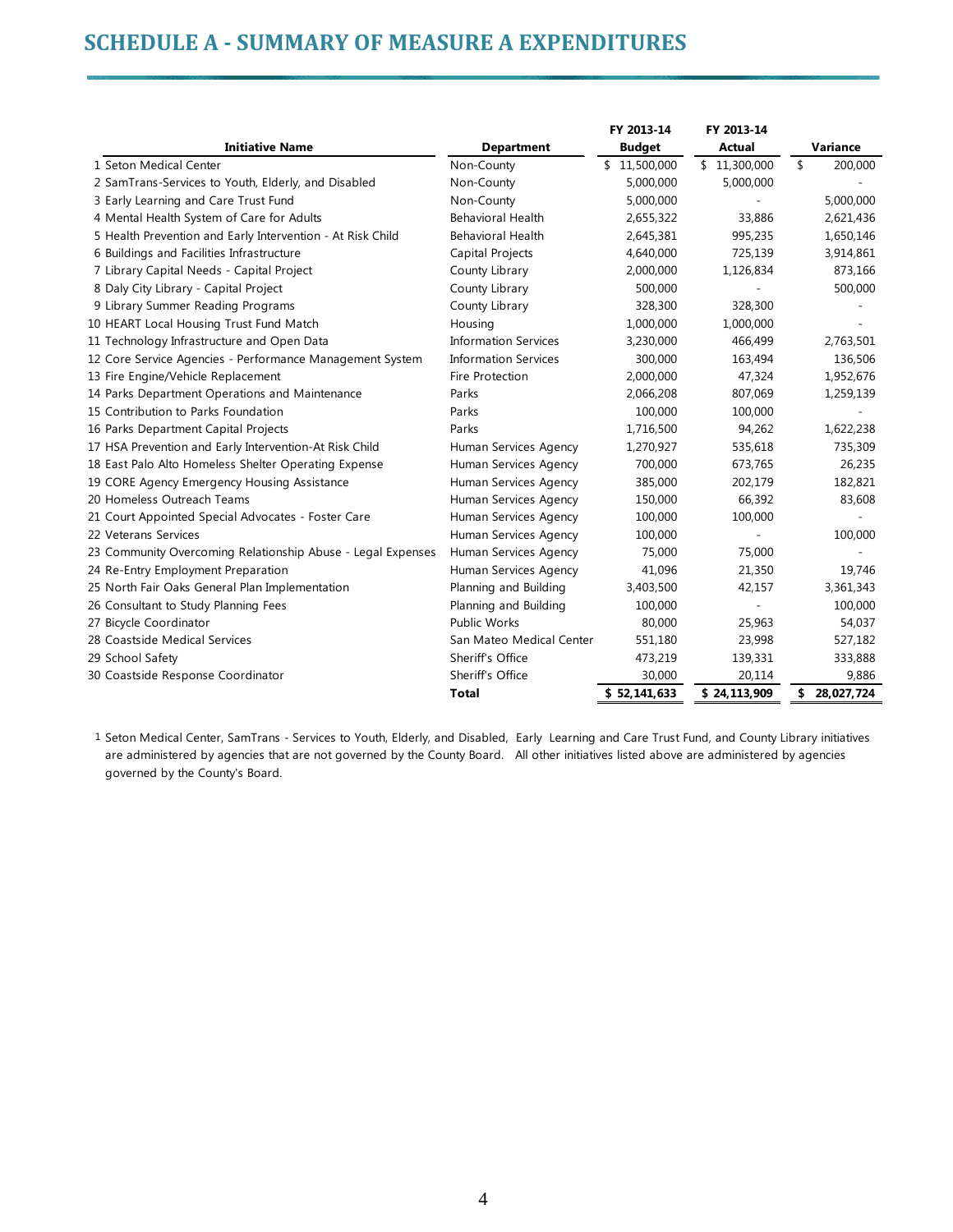# SCHEDULE A - SUMMARY OF MEASURE A EXPENDITURES

| | Initiative Name | Department | FY 2013-14 Budget | FY 2013-14 Actual | Variance |
|---|---|---|---|---|---|
| 1 | Seton Medical Center | Non-County | $ 11,500,000 | $ 11,300,000 | $ 200,000 |
| 2 | SamTrans-Services to Youth, Elderly, and Disabled | Non-County | 5,000,000 | 5,000,000 | - |
| 3 | Early Learning and Care Trust Fund | Non-County | 5,000,000 | - | 5,000,000 |
| 4 | Mental Health System of Care for Adults | Behavioral Health | 2,655,322 | 33,886 | 2,621,436 |
| 5 | Health Prevention and Early Intervention - At Risk Child | Behavioral Health | 2,645,381 | 995,235 | 1,650,146 |
| 6 | Buildings and Facilities Infrastructure | Capital Projects | 4,640,000 | 725,139 | 3,914,861 |
| 7 | Library Capital Needs - Capital Project | County Library | 2,000,000 | 1,126,834 | 873,166 |
| 8 | Daly City Library - Capital Project | County Library | 500,000 | - | 500,000 |
| 9 | Library Summer Reading Programs | County Library | 328,300 | 328,300 | - |
| 10 | HEART Local Housing Trust Fund Match | Housing | 1,000,000 | 1,000,000 | - |
| 11 | Technology Infrastructure and Open Data | Information Services | 3,230,000 | 466,499 | 2,763,501 |
| 12 | Core Service Agencies - Performance Management System | Information Services | 300,000 | 163,494 | 136,506 |
| 13 | Fire Engine/Vehicle Replacement | Fire Protection | 2,000,000 | 47,324 | 1,952,676 |
| 14 | Parks Department Operations and Maintenance | Parks | 2,066,208 | 807,069 | 1,259,139 |
| 15 | Contribution to Parks Foundation | Parks | 100,000 | 100,000 | - |
| 16 | Parks Department Capital Projects | Parks | 1,716,500 | 94,262 | 1,622,238 |
| 17 | HSA Prevention and Early Intervention-At Risk Child | Human Services Agency | 1,270,927 | 535,618 | 735,309 |
| 18 | East Palo Alto Homeless Shelter Operating Expense | Human Services Agency | 700,000 | 673,765 | 26,235 |
| 19 | CORE Agency Emergency Housing Assistance | Human Services Agency | 385,000 | 202,179 | 182,821 |
| 20 | Homeless Outreach Teams | Human Services Agency | 150,000 | 66,392 | 83,608 |
| 21 | Court Appointed Special Advocates - Foster Care | Human Services Agency | 100,000 | 100,000 | - |
| 22 | Veterans Services | Human Services Agency | 100,000 | - | 100,000 |
| 23 | Community Overcoming Relationship Abuse - Legal Expenses | Human Services Agency | 75,000 | 75,000 | - |
| 24 | Re-Entry Employment Preparation | Human Services Agency | 41,096 | 21,350 | 19,746 |
| 25 | North Fair Oaks General Plan Implementation | Planning and Building | 3,403,500 | 42,157 | 3,361,343 |
| 26 | Consultant to Study Planning Fees | Planning and Building | 100,000 | - | 100,000 |
| 27 | Bicycle Coordinator | Public Works | 80,000 | 25,963 | 54,037 |
| 28 | Coastside Medical Services | San Mateo Medical Center | 551,180 | 23,998 | 527,182 |
| 29 | School Safety | Sheriff's Office | 473,219 | 139,331 | 333,888 |
| 30 | Coastside Response Coordinator | Sheriff's Office | 30,000 | 20,114 | 9,886 |
| | | **Total** | **$ 52,141,633** | **$ 24,113,909** | **$ 28,027,724** |

1 Seton Medical Center, SamTrans - Services to Youth, Elderly, and Disabled, Early Learning and Care Trust Fund, and County Library initiatives are administered by agencies that are not governed by the County Board. All other initiatives listed above are administered by agencies governed by the County's Board.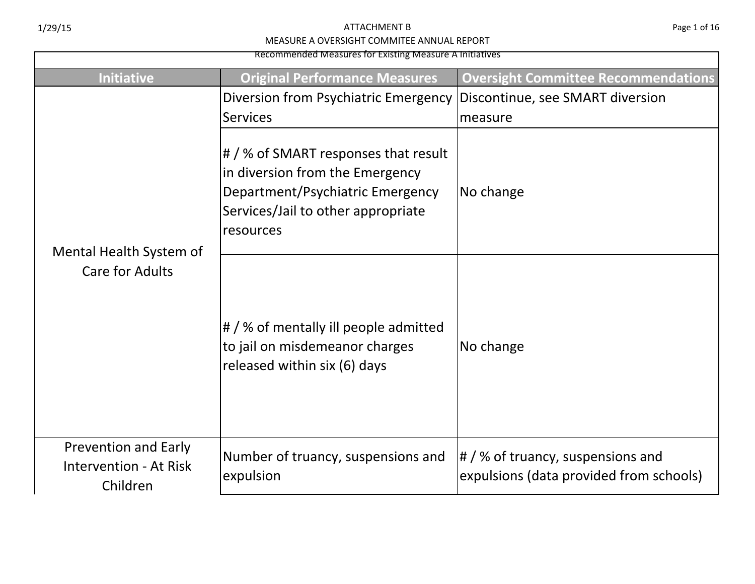ATTACHMENT B

MEASURE A OVERSIGHT COMMITEE ANNUAL REPORT

Recommended Measures for Existing Measure A Initiatives

| Initiative | Original Performance Measures | Oversight Committee Recommendations |
|---|---|---|
| Mental Health System of Care for Adults | Diversion from Psychiatric Emergency Services | Discontinue, see SMART diversion measure |
| | # / % of SMART responses that result in diversion from the Emergency Department/Psychiatric Emergency Services/Jail to other appropriate resources | No change |
| | # / % of mentally ill people admitted to jail on misdemeanor charges released within six (6) days | No change |
| Prevention and Early Intervention - At Risk Children | Number of truancy, suspensions and expulsion | # / % of truancy, suspensions and expulsions (data provided from schools) |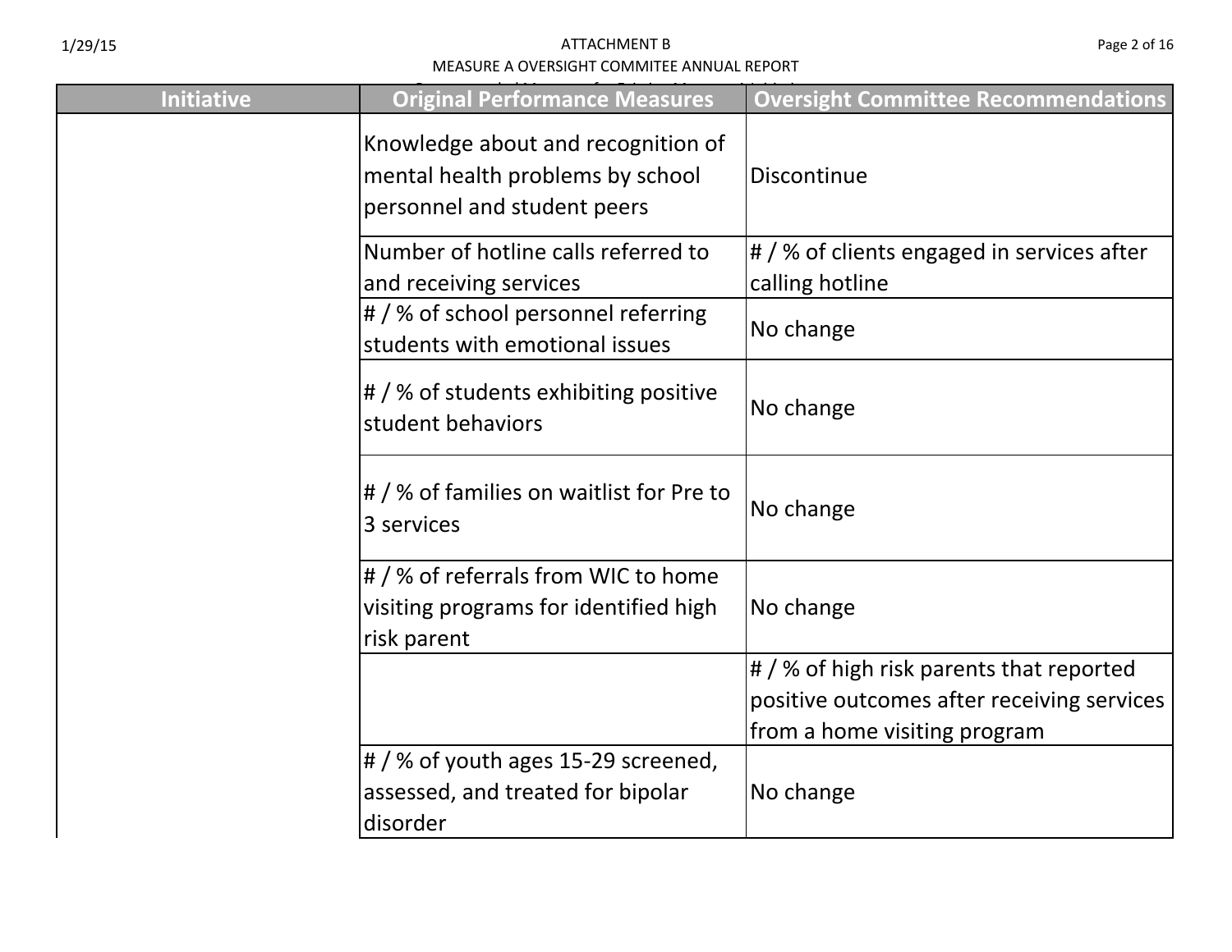| Initiative | Original Performance Measures | Oversight Committee Recommendations |
| --- | --- | --- |
| | Knowledge about and recognition of mental health problems by school personnel and student peers | Discontinue |
| | Number of hotline calls referred to and receiving services | # / % of clients engaged in services after calling hotline |
| | # / % of school personnel referring students with emotional issues | No change |
| | # / % of students exhibiting positive student behaviors | No change |
| | # / % of families on waitlist for Pre to 3 services | No change |
| | # / % of referrals from WIC to home visiting programs for identified high risk parent | No change |
| | | # / % of high risk parents that reported positive outcomes after receiving services from a home visiting program |
| | # / % of youth ages 15-29 screened, assessed, and treated for bipolar disorder | No change |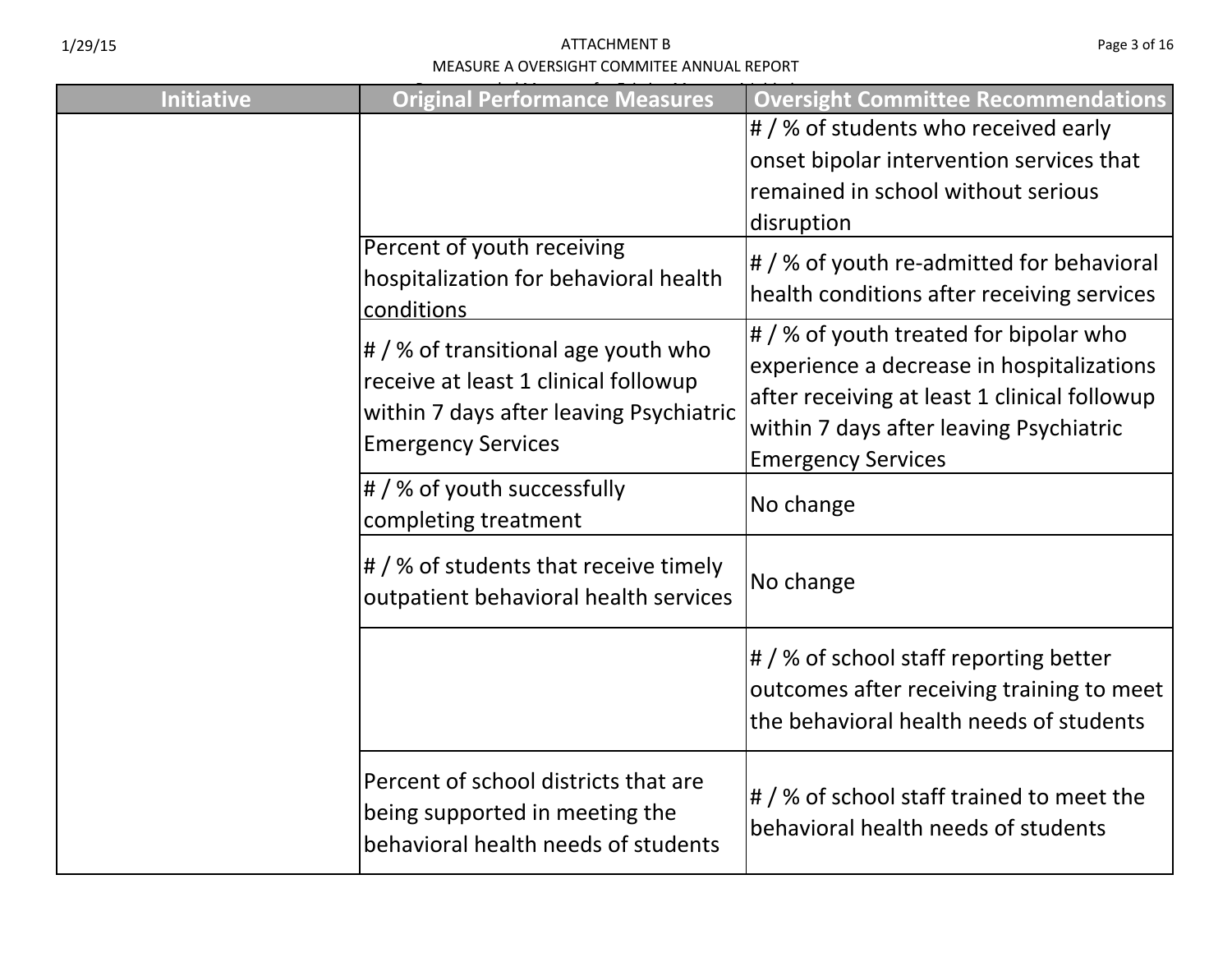| Initiative | Original Performance Measures | Oversight Committee Recommendations |
|---|---|---|
| | | # / % of students who received early onset bipolar intervention services that remained in school without serious disruption |
| | Percent of youth receiving hospitalization for behavioral health conditions | # / % of youth re-admitted for behavioral health conditions after receiving services |
| | # / % of transitional age youth who receive at least 1 clinical followup within 7 days after leaving Psychiatric Emergency Services | # / % of youth treated for bipolar who experience a decrease in hospitalizations after receiving at least 1 clinical followup within 7 days after leaving Psychiatric Emergency Services |
| | # / % of youth successfully completing treatment | No change |
| | # / % of students that receive timely outpatient behavioral health services | No change |
| | | # / % of school staff reporting better outcomes after receiving training to meet the behavioral health needs of students |
| | Percent of school districts that are being supported in meeting the behavioral health needs of students | # / % of school staff trained to meet the behavioral health needs of students |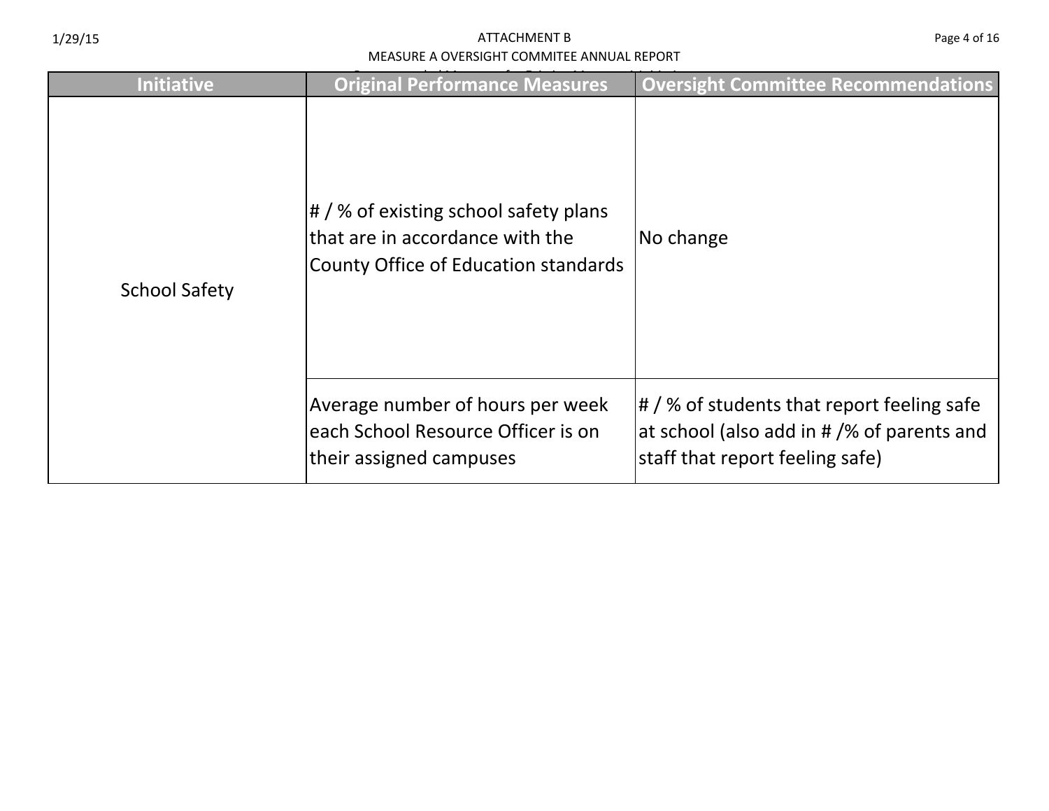| Initiative | Original Performance Measures | Oversight Committee Recommendations |
|---|---|---|
| School Safety | # / % of existing school safety plans that are in accordance with the County Office of Education standards | No change |
| | Average number of hours per week each School Resource Officer is on their assigned campuses | # / % of students that report feeling safe at school (also add in # /% of parents and staff that report feeling safe) |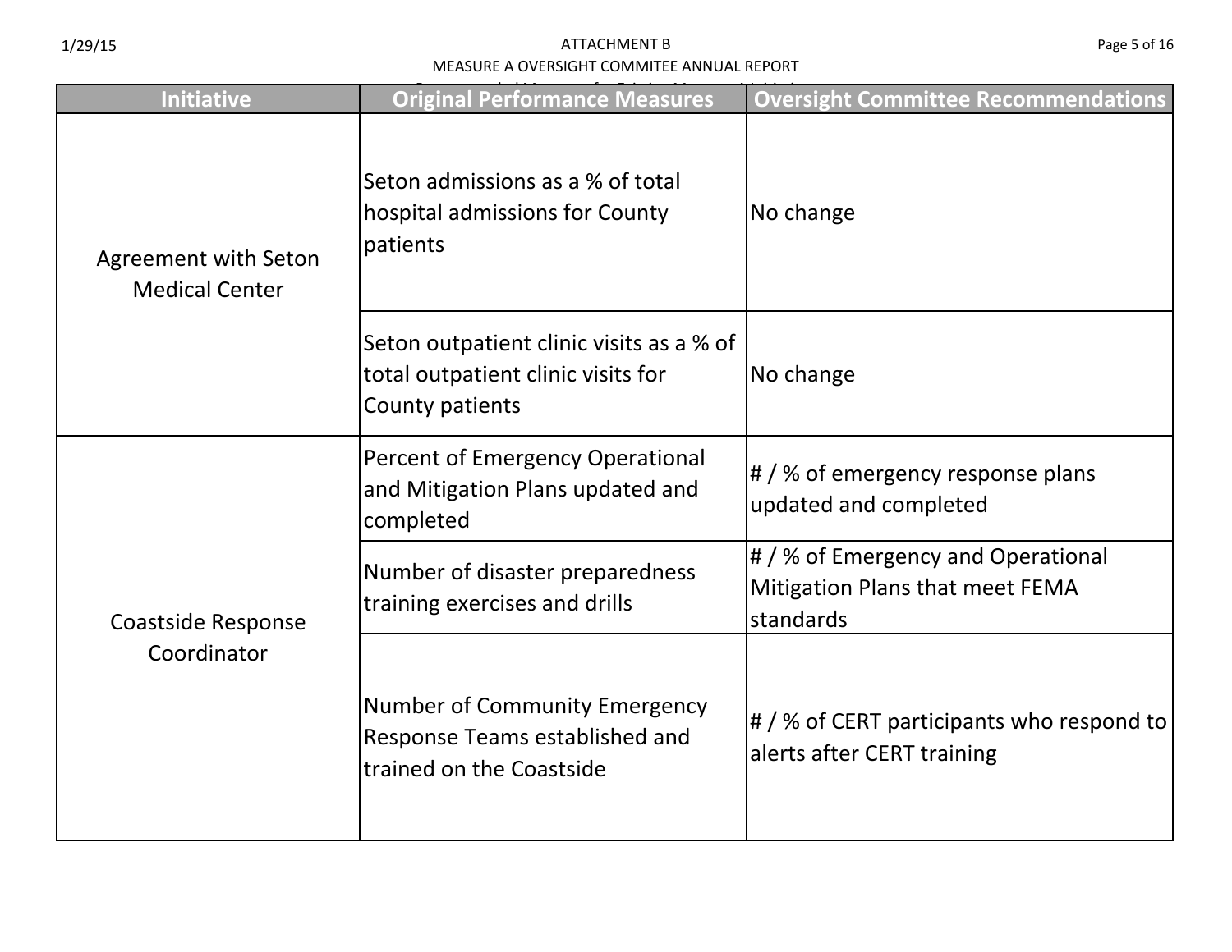| Initiative | Original Performance Measures | Oversight Committee Recommendations |
|---|---|---|
| Agreement with Seton Medical Center | Seton admissions as a % of total hospital admissions for County patients | No change |
| | Seton outpatient clinic visits as a % of total outpatient clinic visits for County patients | No change |
| Coastside Response Coordinator | Percent of Emergency Operational and Mitigation Plans updated and completed | # / % of emergency response plans updated and completed |
| | Number of disaster preparedness training exercises and drills | # / % of Emergency and Operational Mitigation Plans that meet FEMA standards |
| | Number of Community Emergency Response Teams established and trained on the Coastside | # / % of CERT participants who respond to alerts after CERT training |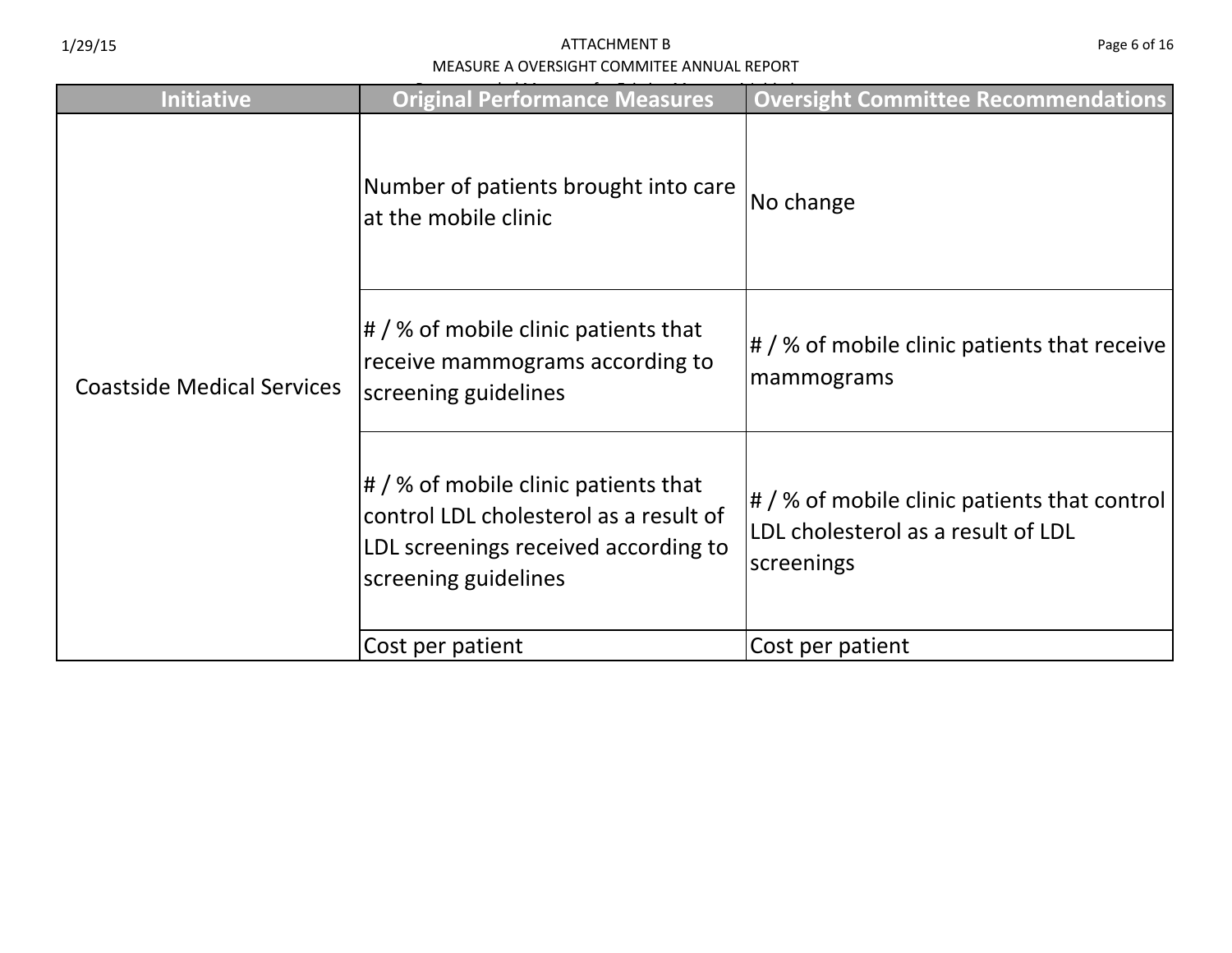| Initiative | Original Performance Measures | Oversight Committee Recommendations |
|---|---|---|
| Coastside Medical Services | Number of patients brought into care at the mobile clinic | No change |
| | # / % of mobile clinic patients that receive mammograms according to screening guidelines | # / % of mobile clinic patients that receive mammograms |
| | # / % of mobile clinic patients that control LDL cholesterol as a result of LDL screenings received according to screening guidelines | # / % of mobile clinic patients that control LDL cholesterol as a result of LDL screenings |
| | Cost per patient | Cost per patient |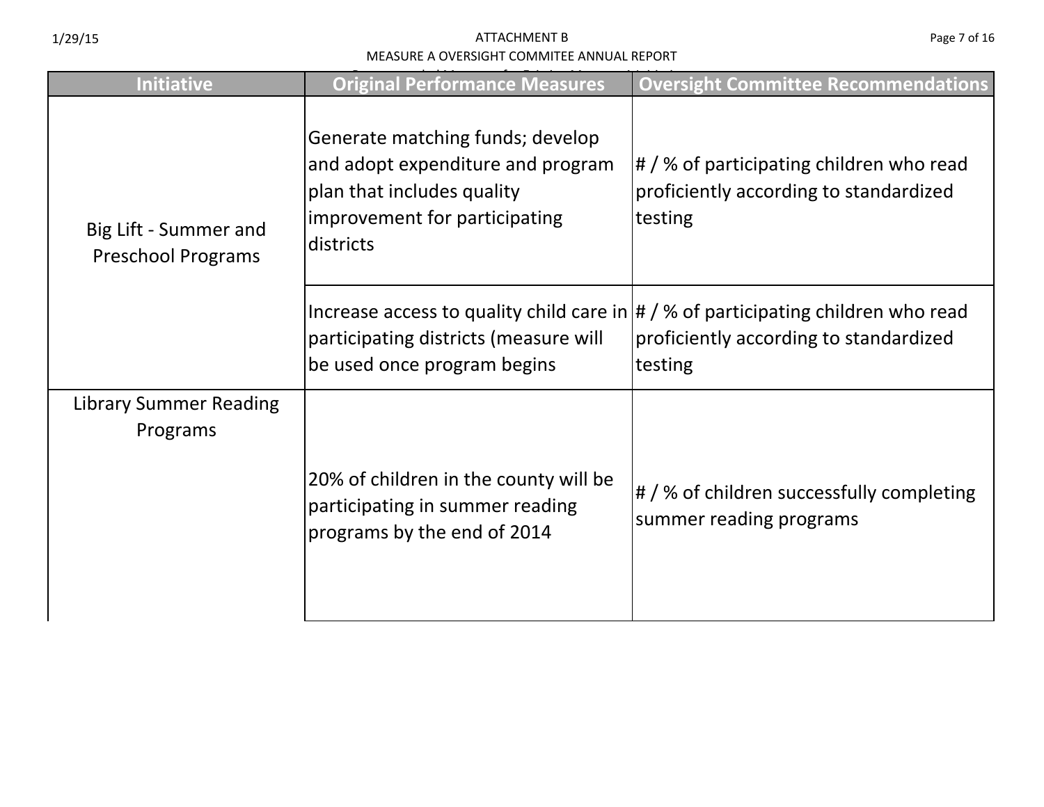| Initiative | Original Performance Measures | Oversight Committee Recommendations |
| --- | --- | --- |
| Big Lift - Summer and Preschool Programs | Generate matching funds; develop and adopt expenditure and program plan that includes quality improvement for participating districts | # / % of participating children who read proficiently according to standardized testing |
| | Increase access to quality child care in participating districts (measure will be used once program begins | # / % of participating children who read proficiently according to standardized testing |
| Library Summer Reading Programs | 20% of children in the county will be participating in summer reading programs by the end of 2014 | # / % of children successfully completing summer reading programs |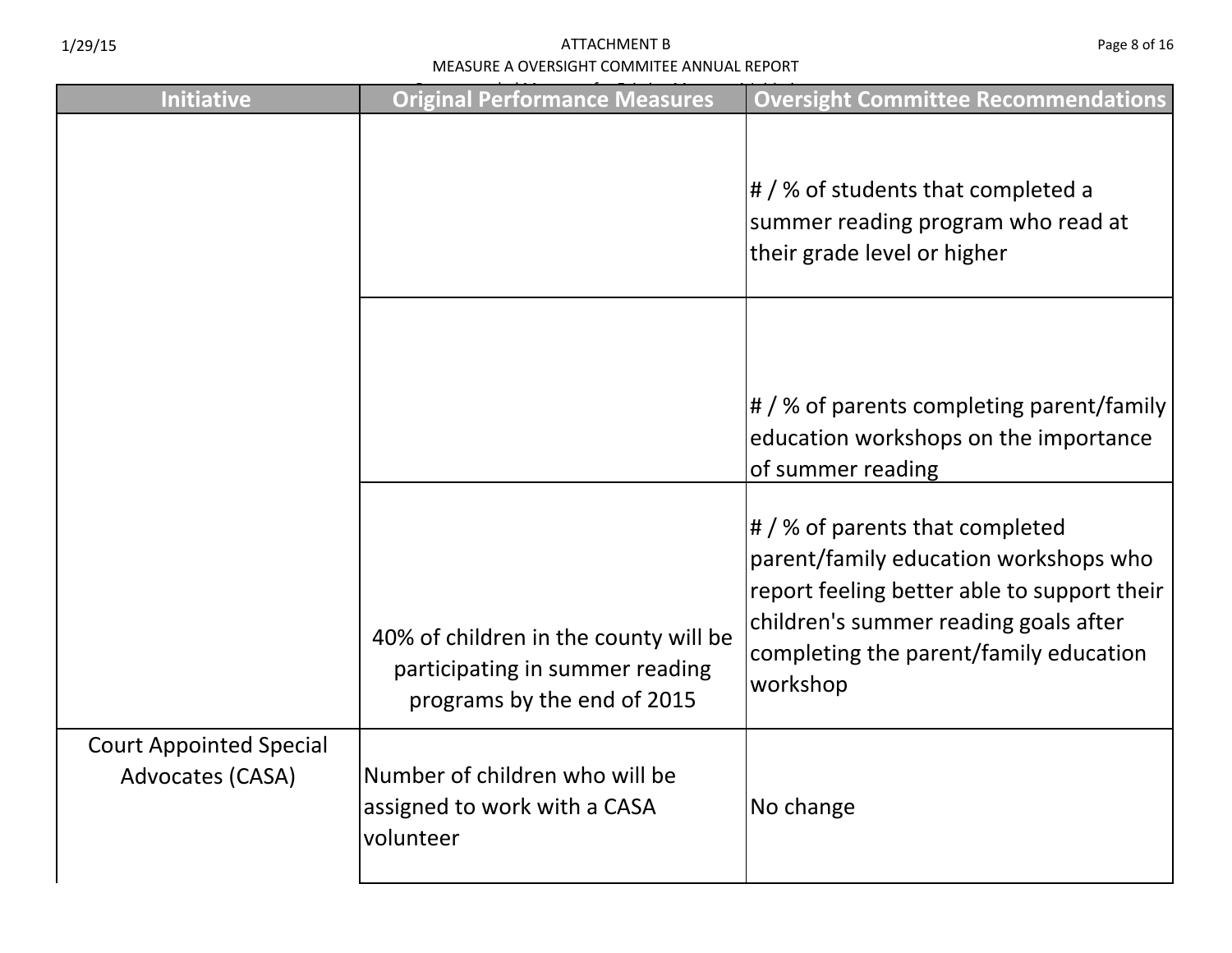| Initiative | Original Performance Measures | Oversight Committee Recommendations |
| --- | --- | --- |
| | | # / % of students that completed a summer reading program who read at their grade level or higher |
| | | # / % of parents completing parent/family education workshops on the importance of summer reading |
| | 40% of children in the county will be participating in summer reading programs by the end of 2015 | # / % of parents that completed parent/family education workshops who report feeling better able to support their children's summer reading goals after completing the parent/family education workshop |
| Court Appointed Special Advocates (CASA) | Number of children who will be assigned to work with a CASA volunteer | No change |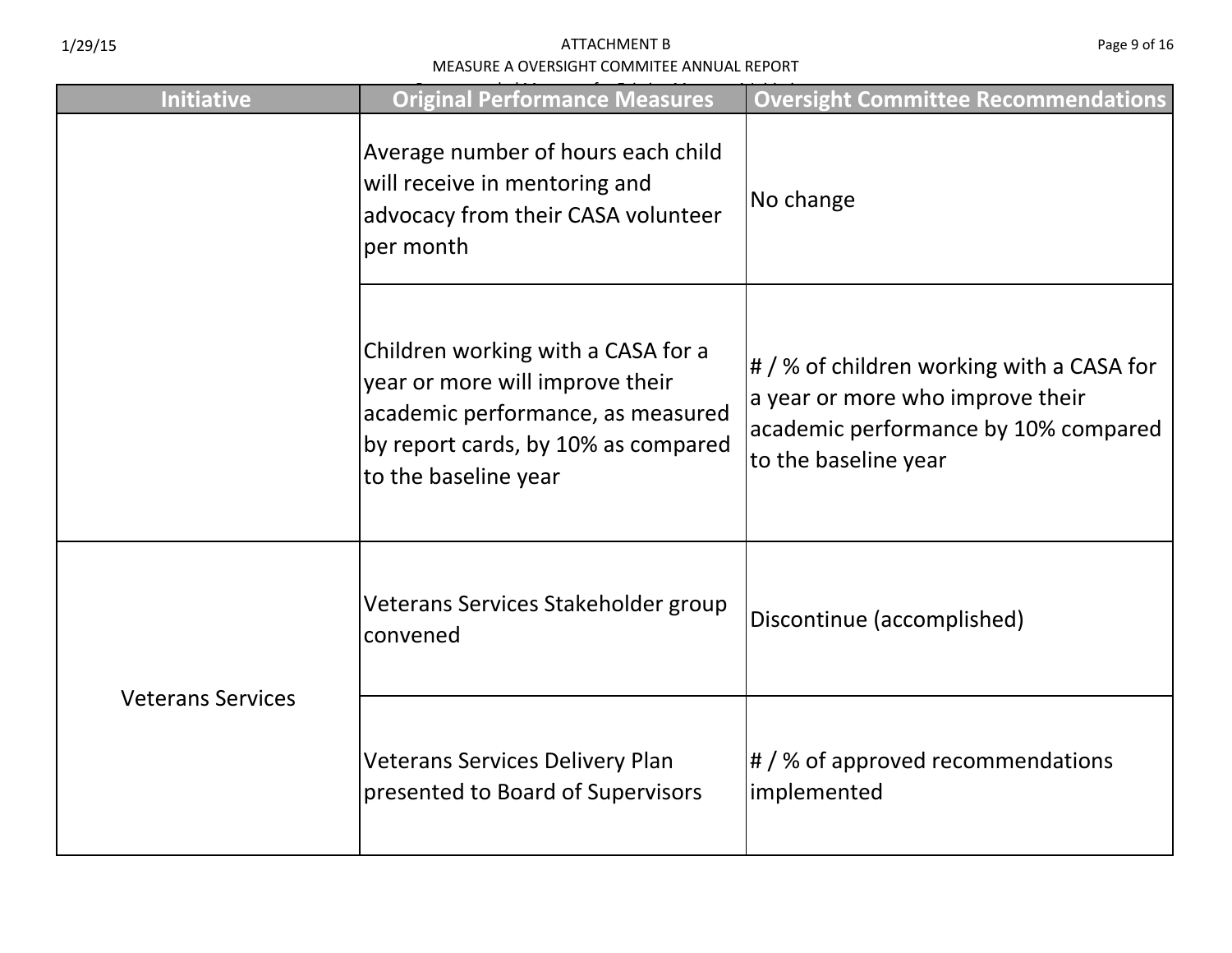| Initiative | Original Performance Measures | Oversight Committee Recommendations |
|---|---|---|
| | Average number of hours each child will receive in mentoring and advocacy from their CASA volunteer per month | No change |
| | Children working with a CASA for a year or more will improve their academic performance, as measured by report cards, by 10% as compared to the baseline year | # / % of children working with a CASA for a year or more who improve their academic performance by 10% compared to the baseline year |
| Veterans Services | Veterans Services Stakeholder group convened | Discontinue (accomplished) |
| | Veterans Services Delivery Plan presented to Board of Supervisors | # / % of approved recommendations implemented |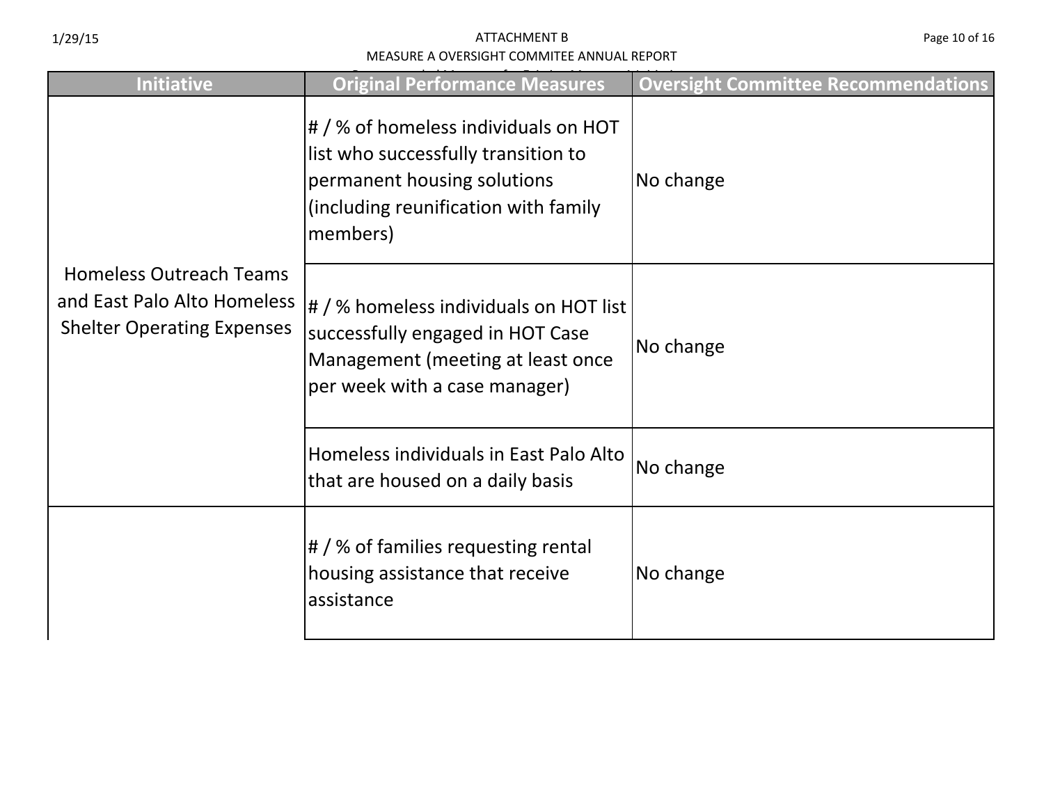| Initiative | Original Performance Measures | Oversight Committee Recommendations |
|---|---|---|
| Homeless Outreach Teams and East Palo Alto Homeless Shelter Operating Expenses | # / % of homeless individuals on HOT list who successfully transition to permanent housing solutions (including reunification with family members) | No change |
| | # / % homeless individuals on HOT list successfully engaged in HOT Case Management (meeting at least once per week with a case manager) | No change |
| | Homeless individuals in East Palo Alto that are housed on a daily basis | No change |
| | # / % of families requesting rental housing assistance that receive assistance | No change |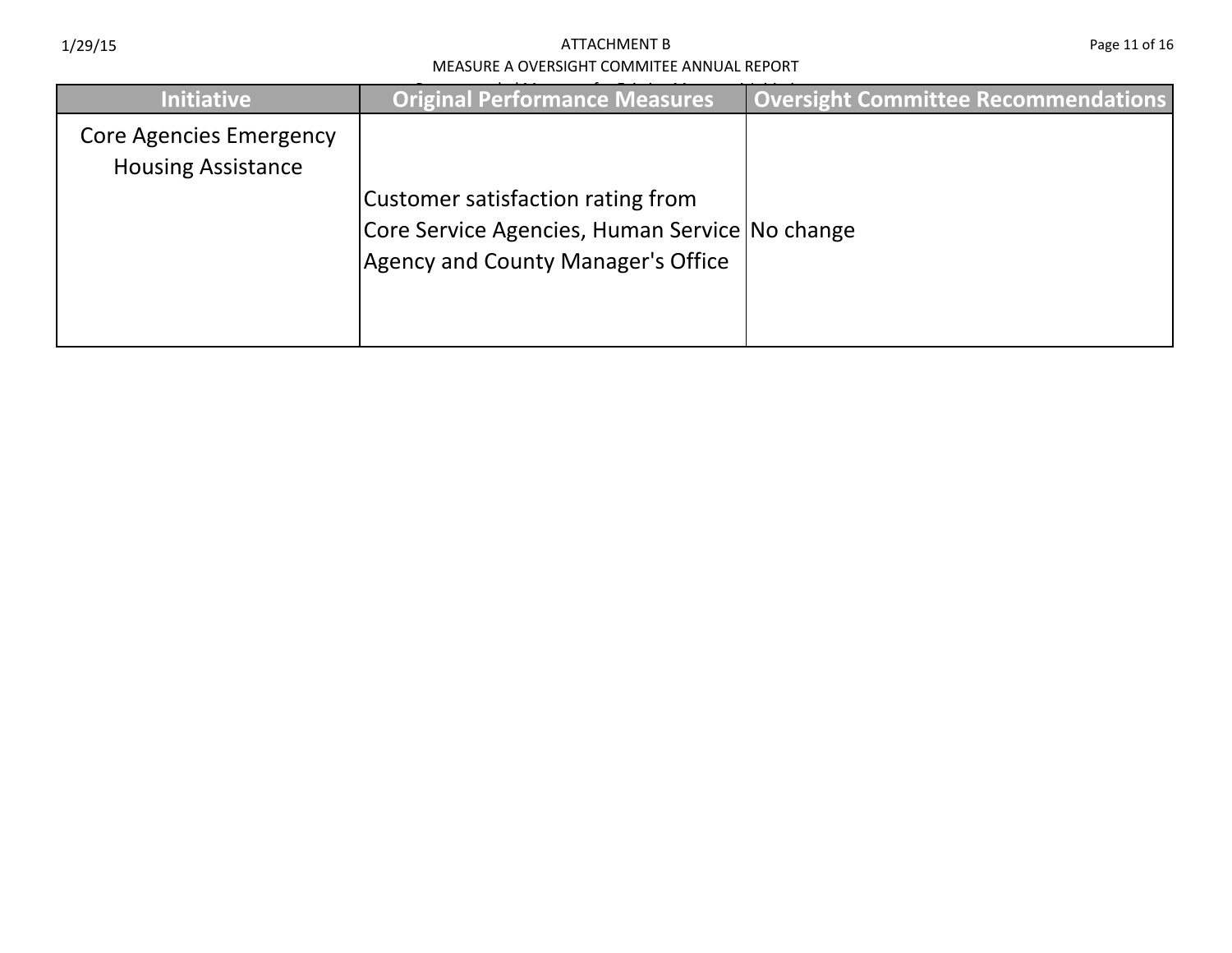| Initiative | Original Performance Measures | Oversight Committee Recommendations |
|---|---|---|
| Core Agencies Emergency Housing Assistance | Customer satisfaction rating from Core Service Agencies, Human Service Agency and County Manager's Office | No change |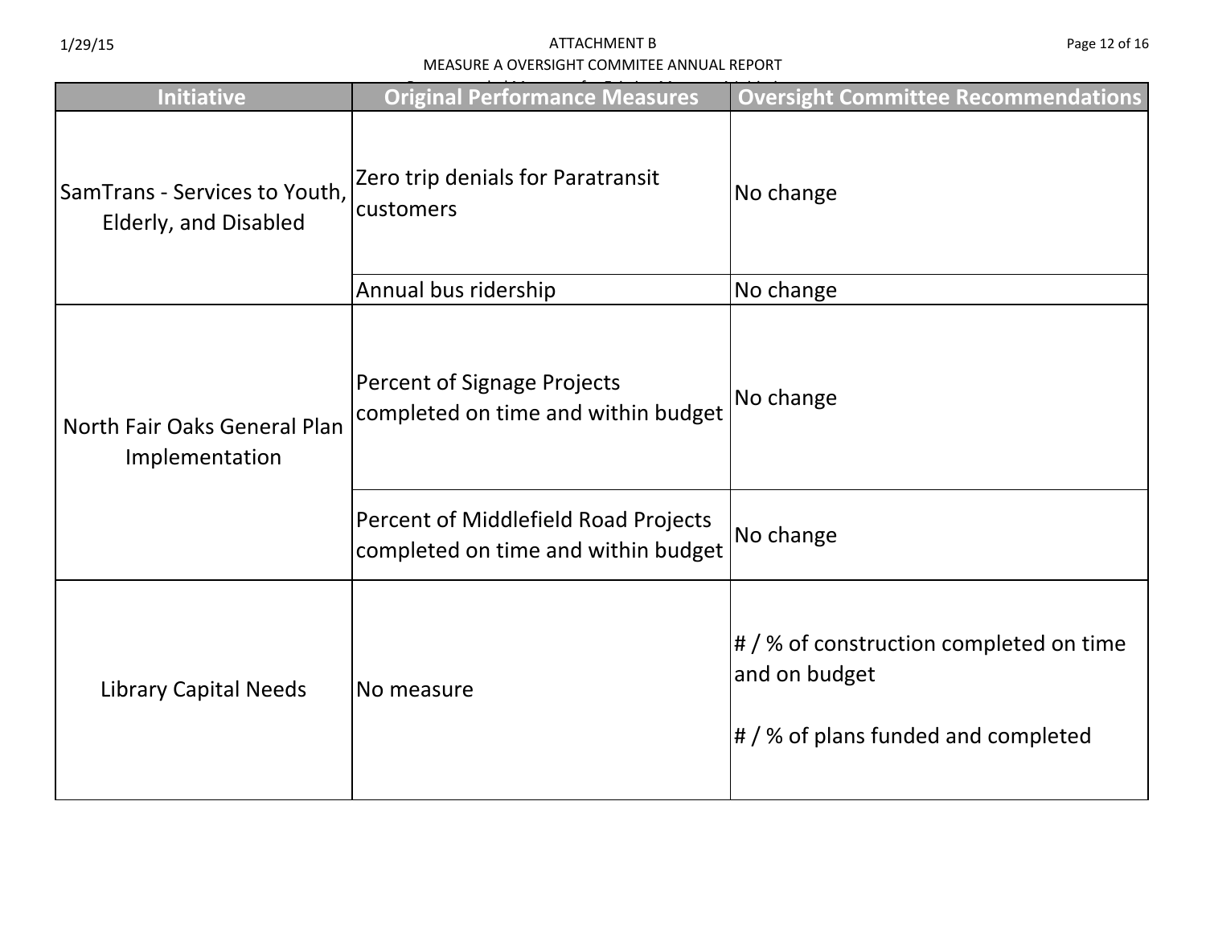| Initiative | Original Performance Measures | Oversight Committee Recommendations |
|---|---|---|
| SamTrans - Services to Youth, Elderly, and Disabled | Zero trip denials for Paratransit customers | No change |
| | Annual bus ridership | No change |
| North Fair Oaks General Plan Implementation | Percent of Signage Projects completed on time and within budget | No change |
| | Percent of Middlefield Road Projects completed on time and within budget | No change |
| Library Capital Needs | No measure | # / % of construction completed on time and on budget<br><br># / % of plans funded and completed |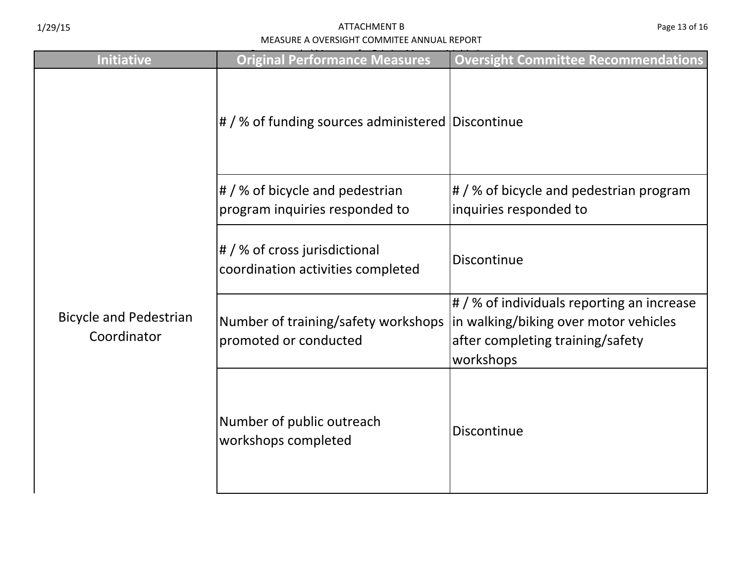| Initiative | Original Performance Measures | Oversight Committee Recommendations |
|---|---|---|
| Bicycle and Pedestrian Coordinator | # / % of funding sources administered | Discontinue |
| | # / % of bicycle and pedestrian program inquiries responded to | # / % of bicycle and pedestrian program inquiries responded to |
| | # / % of cross jurisdictional coordination activities completed | Discontinue |
| | Number of training/safety workshops promoted or conducted | # / % of individuals reporting an increase in walking/biking over motor vehicles after completing training/safety workshops |
| | Number of public outreach workshops completed | Discontinue |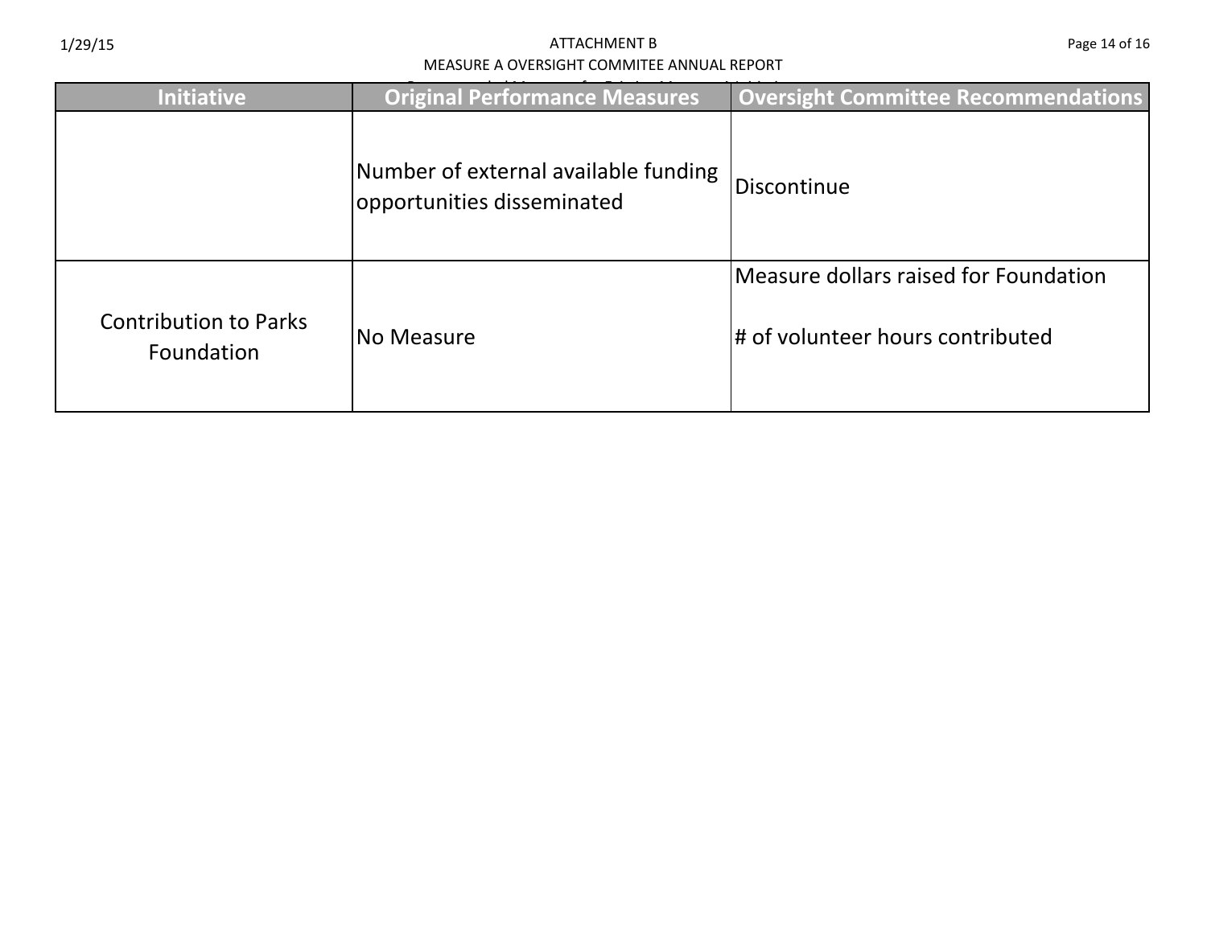| Initiative | Original Performance Measures | Oversight Committee Recommendations |
|---|---|---|
| | Number of external available funding opportunities disseminated | Discontinue |
| Contribution to Parks Foundation | No Measure | Measure dollars raised for Foundation<br><br># of volunteer hours contributed |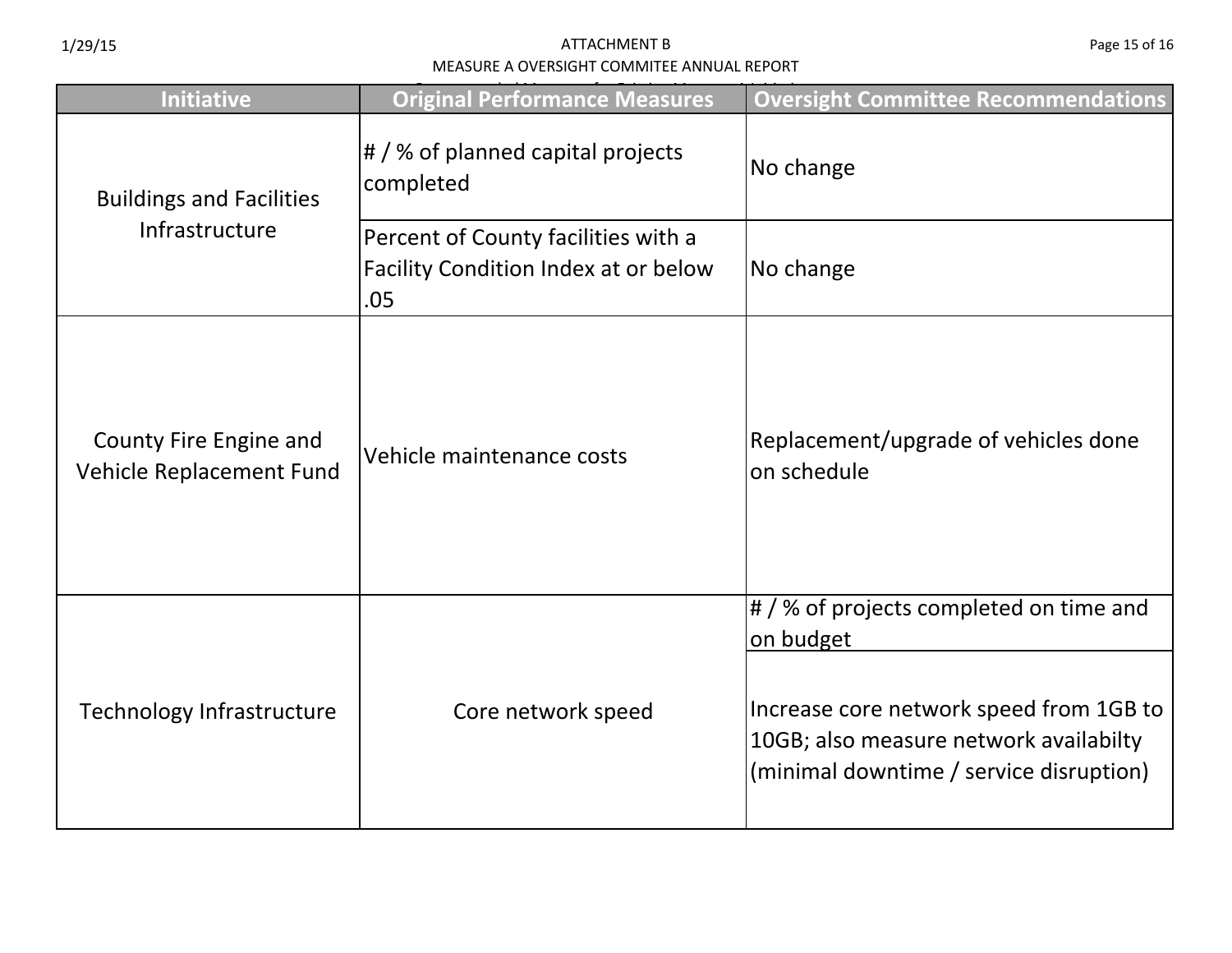| Initiative | Original Performance Measures | Oversight Committee Recommendations |
|---|---|---|
| Buildings and Facilities Infrastructure | # / % of planned capital projects completed | No change |
| | Percent of County facilities with a Facility Condition Index at or below .05 | No change |
| County Fire Engine and Vehicle Replacement Fund | Vehicle maintenance costs | Replacement/upgrade of vehicles done on schedule |
| Technology Infrastructure | Core network speed | # / % of projects completed on time and on budget |
| | | Increase core network speed from 1GB to 10GB; also measure network availabilty (minimal downtime / service disruption) |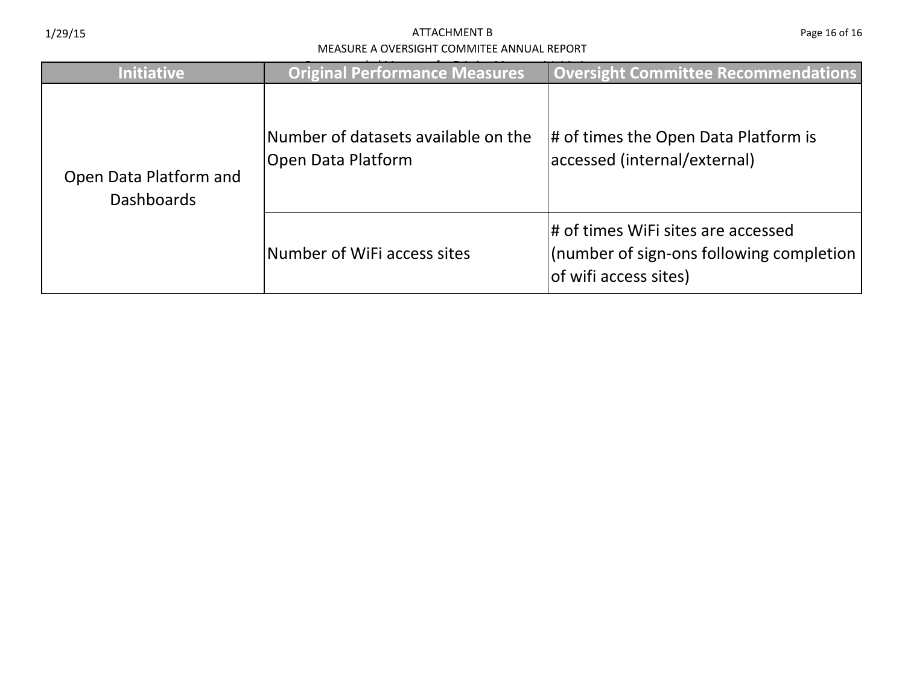| Initiative | Original Performance Measures | Oversight Committee Recommendations |
|---|---|---|
| Open Data Platform and Dashboards | Number of datasets available on the Open Data Platform | # of times the Open Data Platform is accessed (internal/external) |
| | Number of WiFi access sites | # of times WiFi sites are accessed (number of sign-ons following completion of wifi access sites) |